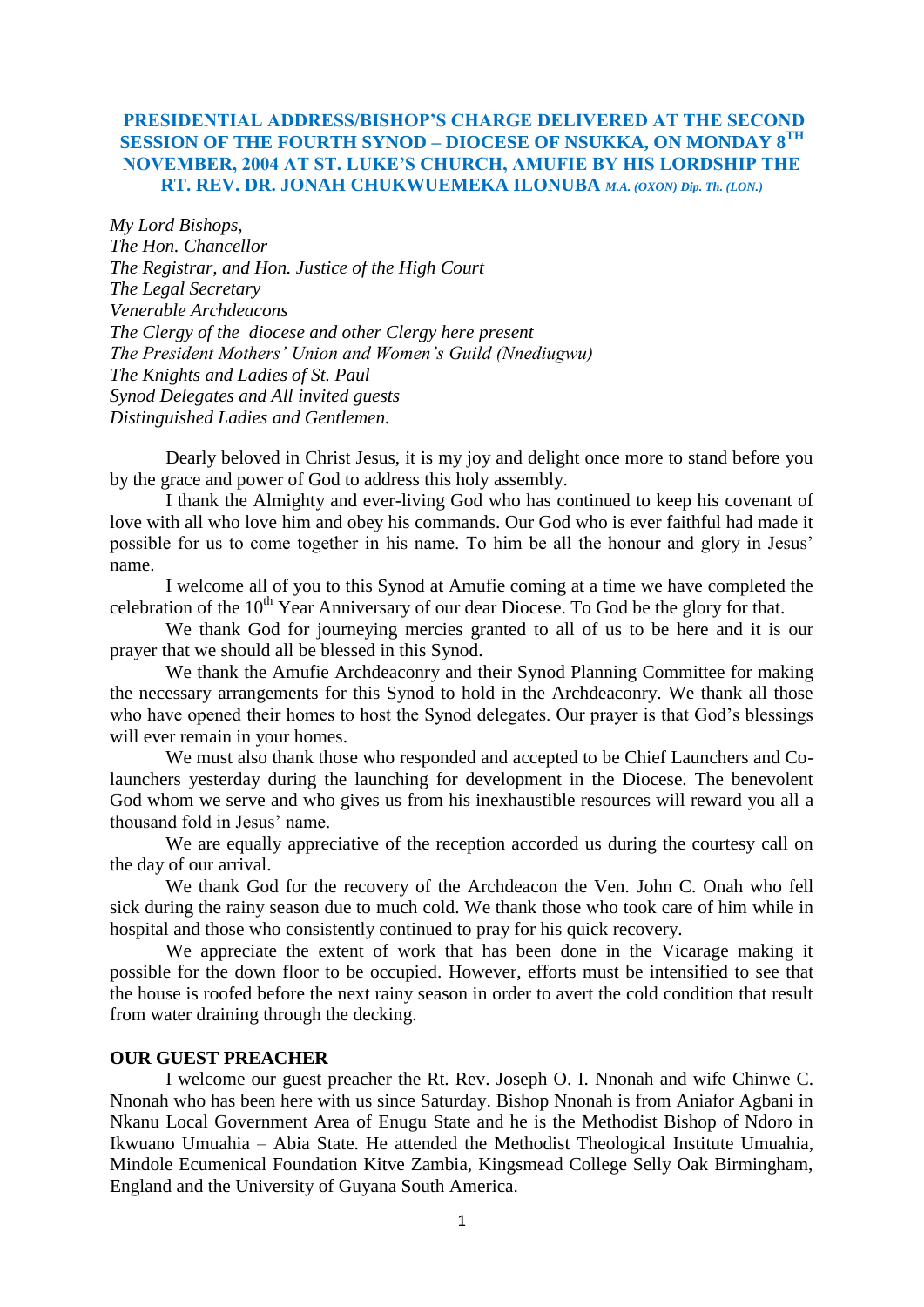# PRESIDENTIAL ADDRESS/BISHOP'S CHARGE DELIVERED AT THE SECOND SESSION OF THE FOURTH SYNOD – DIOCESE OF NSUKKA, ON MONDAY 8TH NOVEMBER, 2004 AT ST. LUKE'S CHURCH, AMUFIE BY HIS LORDSHIP THE RT. REV. DR. JONAH CHUKWUEMEKA ILONUBA *M.A. (OXON) Dip. Th. (LON.)*

*My Lord Bishops,*
*The Hon. Chancellor*
*The Registrar, and Hon. Justice of the High Court*
*The Legal Secretary*
*Venerable Archdeacons*
*The Clergy of the diocese and other Clergy here present*
*The President Mothers' Union and Women's Guild (Nnediugwu)*
*The Knights and Ladies of St. Paul*
*Synod Delegates and All invited guests*
*Distinguished Ladies and Gentlemen.*

Dearly beloved in Christ Jesus, it is my joy and delight once more to stand before you by the grace and power of God to address this holy assembly.

I thank the Almighty and ever-living God who has continued to keep his covenant of love with all who love him and obey his commands. Our God who is ever faithful had made it possible for us to come together in his name. To him be all the honour and glory in Jesus' name.

I welcome all of you to this Synod at Amufie coming at a time we have completed the celebration of the 10th Year Anniversary of our dear Diocese. To God be the glory for that.

We thank God for journeying mercies granted to all of us to be here and it is our prayer that we should all be blessed in this Synod.

We thank the Amufie Archdeaconry and their Synod Planning Committee for making the necessary arrangements for this Synod to hold in the Archdeaconry. We thank all those who have opened their homes to host the Synod delegates. Our prayer is that God's blessings will ever remain in your homes.

We must also thank those who responded and accepted to be Chief Launchers and Co-launchers yesterday during the launching for development in the Diocese. The benevolent God whom we serve and who gives us from his inexhaustible resources will reward you all a thousand fold in Jesus' name.

We are equally appreciative of the reception accorded us during the courtesy call on the day of our arrival.

We thank God for the recovery of the Archdeacon the Ven. John C. Onah who fell sick during the rainy season due to much cold. We thank those who took care of him while in hospital and those who consistently continued to pray for his quick recovery.

We appreciate the extent of work that has been done in the Vicarage making it possible for the down floor to be occupied. However, efforts must be intensified to see that the house is roofed before the next rainy season in order to avert the cold condition that result from water draining through the decking.

## OUR GUEST PREACHER

I welcome our guest preacher the Rt. Rev. Joseph O. I. Nnonah and wife Chinwe C. Nnonah who has been here with us since Saturday. Bishop Nnonah is from Aniafor Agbani in Nkanu Local Government Area of Enugu State and he is the Methodist Bishop of Ndoro in Ikwuano Umuahia – Abia State. He attended the Methodist Theological Institute Umuahia, Mindole Ecumenical Foundation Kitve Zambia, Kingsmead College Selly Oak Birmingham, England and the University of Guyana South America.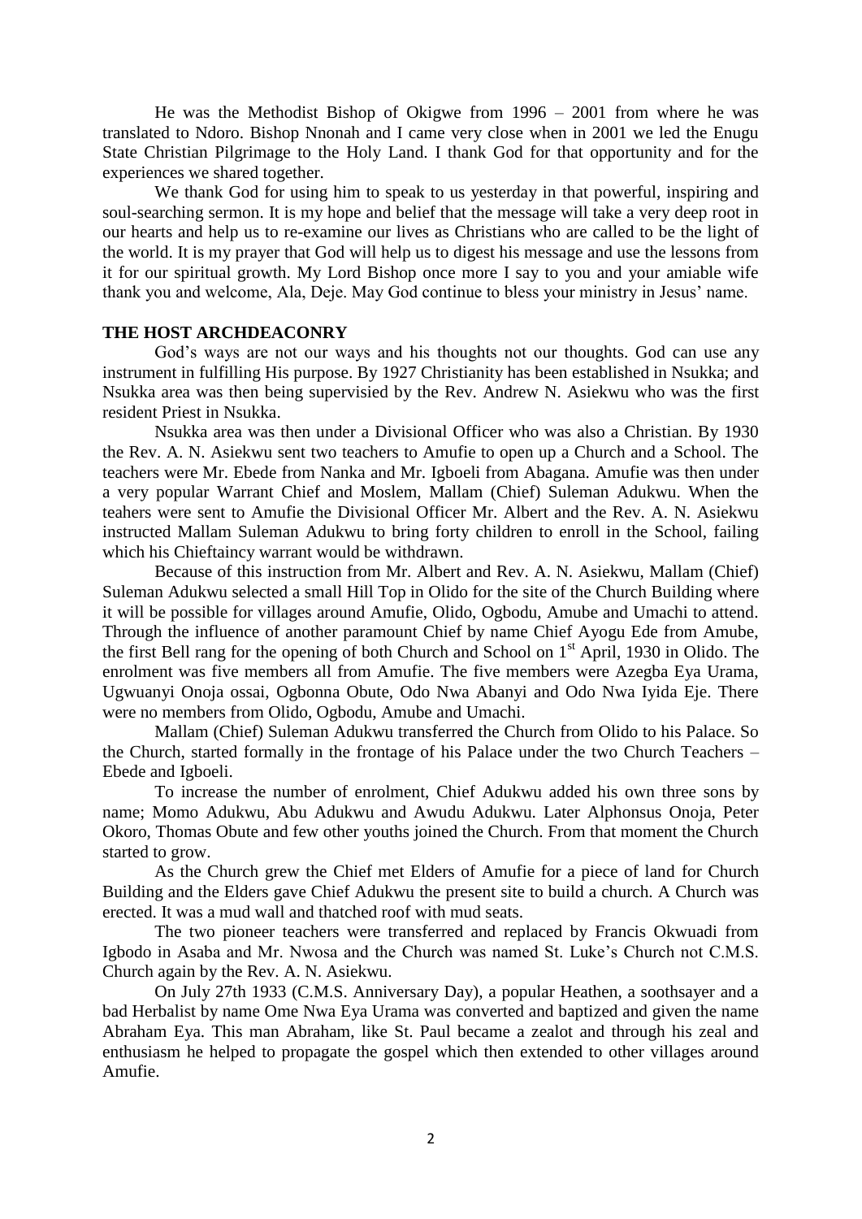He was the Methodist Bishop of Okigwe from 1996 – 2001 from where he was translated to Ndoro. Bishop Nnonah and I came very close when in 2001 we led the Enugu State Christian Pilgrimage to the Holy Land. I thank God for that opportunity and for the experiences we shared together.

We thank God for using him to speak to us yesterday in that powerful, inspiring and soul-searching sermon. It is my hope and belief that the message will take a very deep root in our hearts and help us to re-examine our lives as Christians who are called to be the light of the world. It is my prayer that God will help us to digest his message and use the lessons from it for our spiritual growth. My Lord Bishop once more I say to you and your amiable wife thank you and welcome, Ala, Deje. May God continue to bless your ministry in Jesus' name.

**THE HOST ARCHDEACONRY**

God's ways are not our ways and his thoughts not our thoughts. God can use any instrument in fulfilling His purpose. By 1927 Christianity has been established in Nsukka; and Nsukka area was then being supervisied by the Rev. Andrew N. Asiekwu who was the first resident Priest in Nsukka.

Nsukka area was then under a Divisional Officer who was also a Christian. By 1930 the Rev. A. N. Asiekwu sent two teachers to Amufie to open up a Church and a School. The teachers were Mr. Ebede from Nanka and Mr. Igboeli from Abagana. Amufie was then under a very popular Warrant Chief and Moslem, Mallam (Chief) Suleman Adukwu. When the teahers were sent to Amufie the Divisional Officer Mr. Albert and the Rev. A. N. Asiekwu instructed Mallam Suleman Adukwu to bring forty children to enroll in the School, failing which his Chieftaincy warrant would be withdrawn.

Because of this instruction from Mr. Albert and Rev. A. N. Asiekwu, Mallam (Chief) Suleman Adukwu selected a small Hill Top in Olido for the site of the Church Building where it will be possible for villages around Amufie, Olido, Ogbodu, Amube and Umachi to attend. Through the influence of another paramount Chief by name Chief Ayogu Ede from Amube, the first Bell rang for the opening of both Church and School on 1st April, 1930 in Olido. The enrolment was five members all from Amufie. The five members were Azegba Eya Urama, Ugwuanyi Onoja ossai, Ogbonna Obute, Odo Nwa Abanyi and Odo Nwa Iyida Eje. There were no members from Olido, Ogbodu, Amube and Umachi.

Mallam (Chief) Suleman Adukwu transferred the Church from Olido to his Palace. So the Church, started formally in the frontage of his Palace under the two Church Teachers – Ebede and Igboeli.

To increase the number of enrolment, Chief Adukwu added his own three sons by name; Momo Adukwu, Abu Adukwu and Awudu Adukwu. Later Alphonsus Onoja, Peter Okoro, Thomas Obute and few other youths joined the Church. From that moment the Church started to grow.

As the Church grew the Chief met Elders of Amufie for a piece of land for Church Building and the Elders gave Chief Adukwu the present site to build a church. A Church was erected. It was a mud wall and thatched roof with mud seats.

The two pioneer teachers were transferred and replaced by Francis Okwuadi from Igbodo in Asaba and Mr. Nwosa and the Church was named St. Luke's Church not C.M.S. Church again by the Rev. A. N. Asiekwu.

On July 27th 1933 (C.M.S. Anniversary Day), a popular Heathen, a soothsayer and a bad Herbalist by name Ome Nwa Eya Urama was converted and baptized and given the name Abraham Eya. This man Abraham, like St. Paul became a zealot and through his zeal and enthusiasm he helped to propagate the gospel which then extended to other villages around Amufie.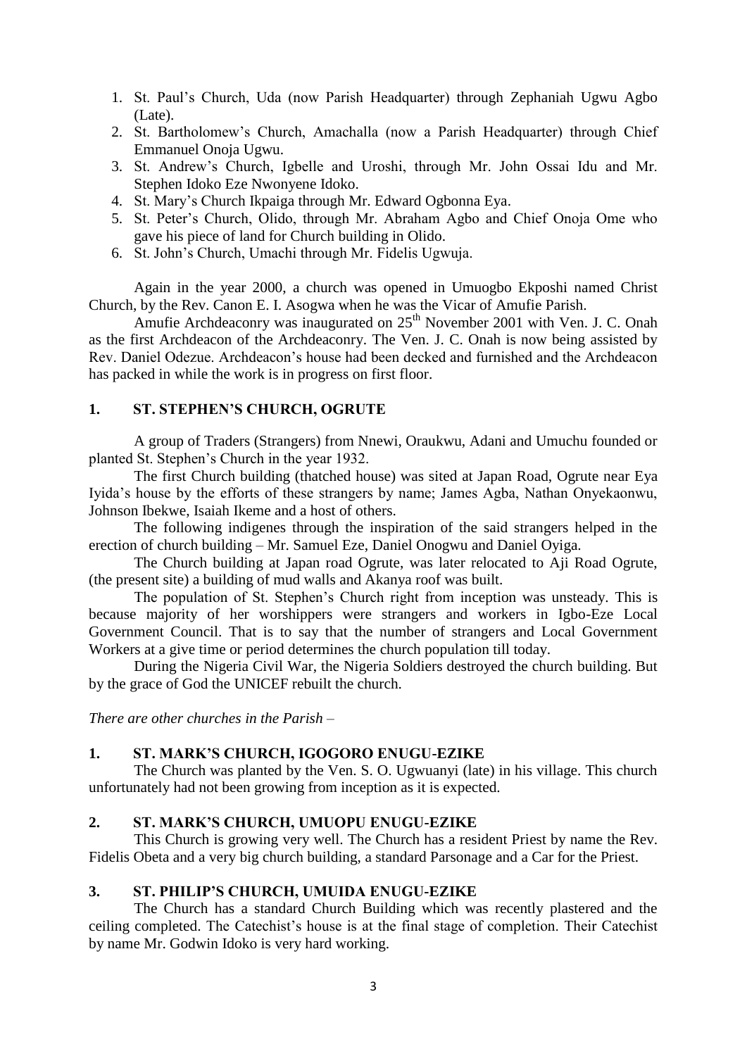1. St. Paul's Church, Uda (now Parish Headquarter) through Zephaniah Ugwu Agbo (Late).
2. St. Bartholomew's Church, Amachalla (now a Parish Headquarter) through Chief Emmanuel Onoja Ugwu.
3. St. Andrew's Church, Igbelle and Uroshi, through Mr. John Ossai Idu and Mr. Stephen Idoko Eze Nwonyene Idoko.
4. St. Mary's Church Ikpaiga through Mr. Edward Ogbonna Eya.
5. St. Peter's Church, Olido, through Mr. Abraham Agbo and Chief Onoja Ome who gave his piece of land for Church building in Olido.
6. St. John's Church, Umachi through Mr. Fidelis Ugwuja.

Again in the year 2000, a church was opened in Umuogbo Ekposhi named Christ Church, by the Rev. Canon E. I. Asogwa when he was the Vicar of Amufie Parish.

Amufie Archdeaconry was inaugurated on 25th November 2001 with Ven. J. C. Onah as the first Archdeacon of the Archdeaconry. The Ven. J. C. Onah is now being assisted by Rev. Daniel Odezue. Archdeacon's house had been decked and furnished and the Archdeacon has packed in while the work is in progress on first floor.

## 1. ST. STEPHEN'S CHURCH, OGRUTE

A group of Traders (Strangers) from Nnewi, Oraukwu, Adani and Umuchu founded or planted St. Stephen's Church in the year 1932.

The first Church building (thatched house) was sited at Japan Road, Ogrute near Eya Iyida's house by the efforts of these strangers by name; James Agba, Nathan Onyekaonwu, Johnson Ibekwe, Isaiah Ikeme and a host of others.

The following indigenes through the inspiration of the said strangers helped in the erection of church building – Mr. Samuel Eze, Daniel Onogwu and Daniel Oyiga.

The Church building at Japan road Ogrute, was later relocated to Aji Road Ogrute, (the present site) a building of mud walls and Akanya roof was built.

The population of St. Stephen's Church right from inception was unsteady. This is because majority of her worshippers were strangers and workers in Igbo-Eze Local Government Council. That is to say that the number of strangers and Local Government Workers at a give time or period determines the church population till today.

During the Nigeria Civil War, the Nigeria Soldiers destroyed the church building. But by the grace of God the UNICEF rebuilt the church.

*There are other churches in the Parish –*

## 1. ST. MARK'S CHURCH, IGOGORO ENUGU-EZIKE

The Church was planted by the Ven. S. O. Ugwuanyi (late) in his village. This church unfortunately had not been growing from inception as it is expected.

## 2. ST. MARK'S CHURCH, UMUOPU ENUGU-EZIKE

This Church is growing very well. The Church has a resident Priest by name the Rev. Fidelis Obeta and a very big church building, a standard Parsonage and a Car for the Priest.

## 3. ST. PHILIP'S CHURCH, UMUIDA ENUGU-EZIKE

The Church has a standard Church Building which was recently plastered and the ceiling completed. The Catechist's house is at the final stage of completion. Their Catechist by name Mr. Godwin Idoko is very hard working.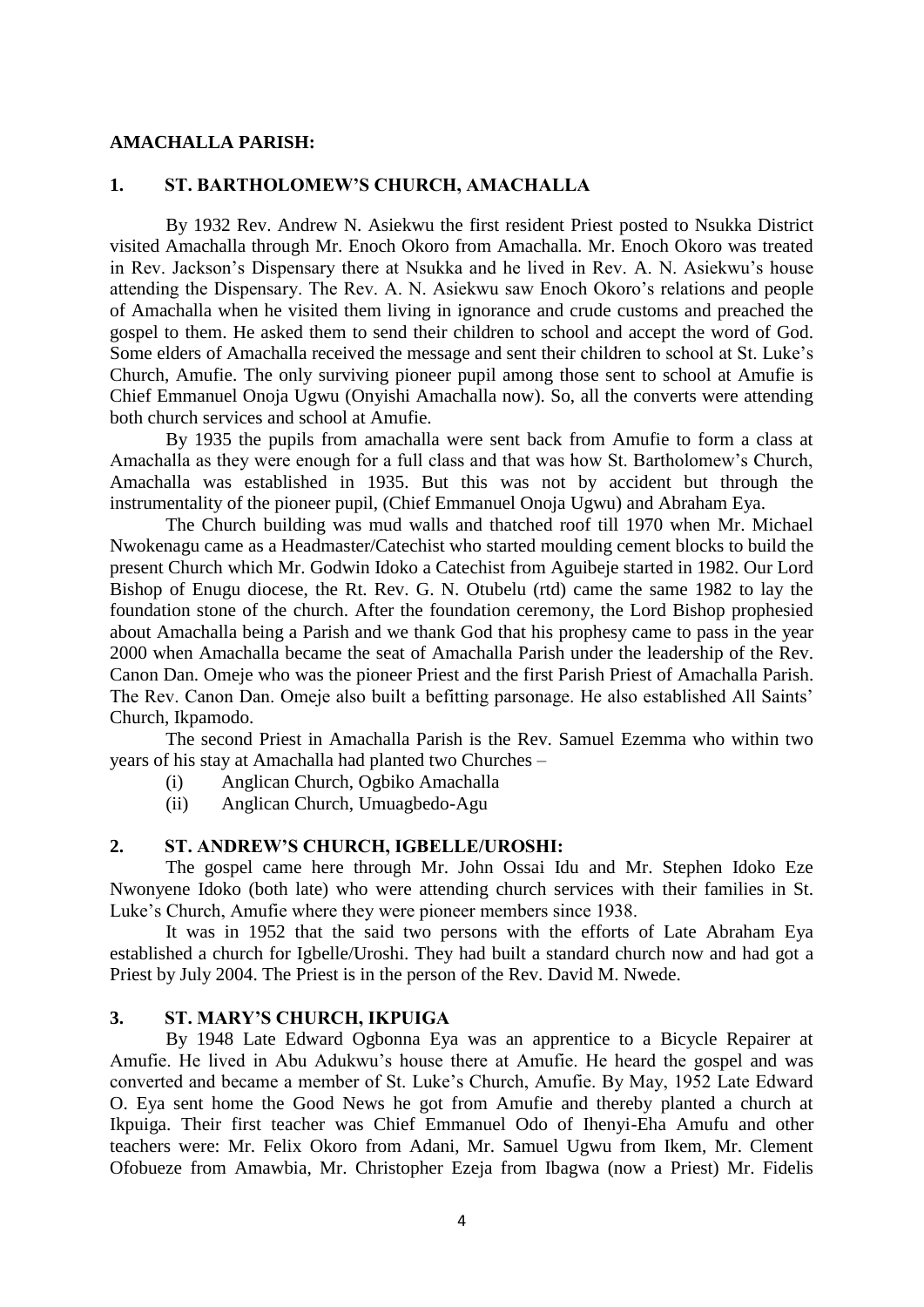**AMACHALLA PARISH:**

**1. ST. BARTHOLOMEW'S CHURCH, AMACHALLA**

By 1932 Rev. Andrew N. Asiekwu the first resident Priest posted to Nsukka District visited Amachalla through Mr. Enoch Okoro from Amachalla. Mr. Enoch Okoro was treated in Rev. Jackson's Dispensary there at Nsukka and he lived in Rev. A. N. Asiekwu's house attending the Dispensary. The Rev. A. N. Asiekwu saw Enoch Okoro's relations and people of Amachalla when he visited them living in ignorance and crude customs and preached the gospel to them. He asked them to send their children to school and accept the word of God. Some elders of Amachalla received the message and sent their children to school at St. Luke's Church, Amufie. The only surviving pioneer pupil among those sent to school at Amufie is Chief Emmanuel Onoja Ugwu (Onyishi Amachalla now). So, all the converts were attending both church services and school at Amufie.

By 1935 the pupils from amachalla were sent back from Amufie to form a class at Amachalla as they were enough for a full class and that was how St. Bartholomew's Church, Amachalla was established in 1935. But this was not by accident but through the instrumentality of the pioneer pupil, (Chief Emmanuel Onoja Ugwu) and Abraham Eya.

The Church building was mud walls and thatched roof till 1970 when Mr. Michael Nwokenagu came as a Headmaster/Catechist who started moulding cement blocks to build the present Church which Mr. Godwin Idoko a Catechist from Aguibeje started in 1982. Our Lord Bishop of Enugu diocese, the Rt. Rev. G. N. Otubelu (rtd) came the same 1982 to lay the foundation stone of the church. After the foundation ceremony, the Lord Bishop prophesied about Amachalla being a Parish and we thank God that his prophesy came to pass in the year 2000 when Amachalla became the seat of Amachalla Parish under the leadership of the Rev. Canon Dan. Omeje who was the pioneer Priest and the first Parish Priest of Amachalla Parish. The Rev. Canon Dan. Omeje also built a befitting parsonage. He also established All Saints' Church, Ikpamodo.

The second Priest in Amachalla Parish is the Rev. Samuel Ezemma who within two years of his stay at Amachalla had planted two Churches –

(i) Anglican Church, Ogbiko Amachalla
(ii) Anglican Church, Umuagbedo-Agu

**2. ST. ANDREW'S CHURCH, IGBELLE/UROSHI:**

The gospel came here through Mr. John Ossai Idu and Mr. Stephen Idoko Eze Nwonyene Idoko (both late) who were attending church services with their families in St. Luke's Church, Amufie where they were pioneer members since 1938.

It was in 1952 that the said two persons with the efforts of Late Abraham Eya established a church for Igbelle/Uroshi. They had built a standard church now and had got a Priest by July 2004. The Priest is in the person of the Rev. David M. Nwede.

**3. ST. MARY'S CHURCH, IKPUIGA**

By 1948 Late Edward Ogbonna Eya was an apprentice to a Bicycle Repairer at Amufie. He lived in Abu Adukwu's house there at Amufie. He heard the gospel and was converted and became a member of St. Luke's Church, Amufie. By May, 1952 Late Edward O. Eya sent home the Good News he got from Amufie and thereby planted a church at Ikpuiga. Their first teacher was Chief Emmanuel Odo of Ihenyi-Eha Amufu and other teachers were: Mr. Felix Okoro from Adani, Mr. Samuel Ugwu from Ikem, Mr. Clement Ofobueze from Amawbia, Mr. Christopher Ezeja from Ibagwa (now a Priest) Mr. Fidelis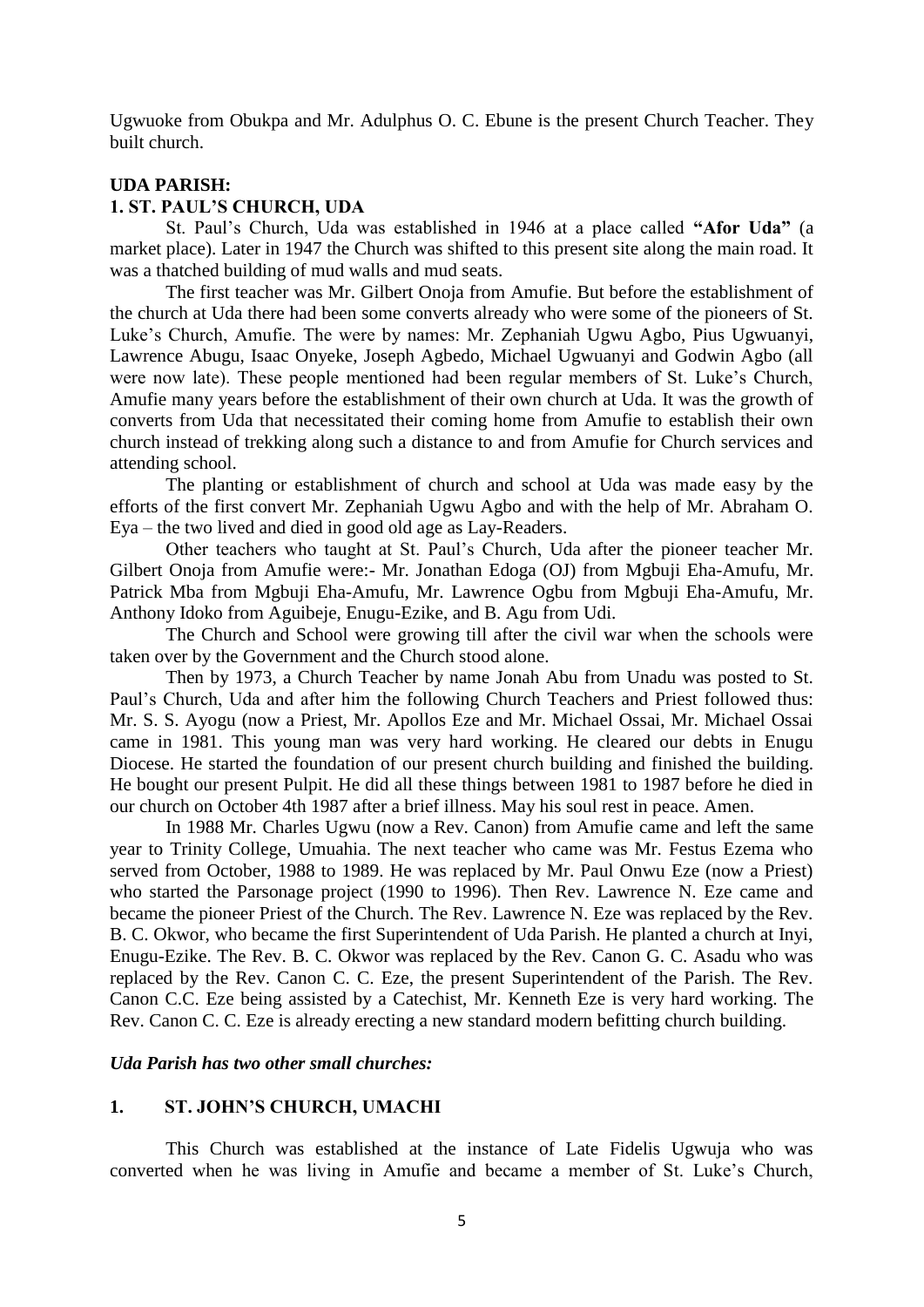Ugwuoke from Obukpa and Mr. Adulphus O. C. Ebune is the present Church Teacher. They built church.

**UDA PARISH:**

**1. ST. PAUL'S CHURCH, UDA**

St. Paul's Church, Uda was established in 1946 at a place called **"Afor Uda"** (a market place). Later in 1947 the Church was shifted to this present site along the main road. It was a thatched building of mud walls and mud seats.

The first teacher was Mr. Gilbert Onoja from Amufie. But before the establishment of the church at Uda there had been some converts already who were some of the pioneers of St. Luke's Church, Amufie. The were by names: Mr. Zephaniah Ugwu Agbo, Pius Ugwuanyi, Lawrence Abugu, Isaac Onyeke, Joseph Agbedo, Michael Ugwuanyi and Godwin Agbo (all were now late). These people mentioned had been regular members of St. Luke's Church, Amufie many years before the establishment of their own church at Uda. It was the growth of converts from Uda that necessitated their coming home from Amufie to establish their own church instead of trekking along such a distance to and from Amufie for Church services and attending school.

The planting or establishment of church and school at Uda was made easy by the efforts of the first convert Mr. Zephaniah Ugwu Agbo and with the help of Mr. Abraham O. Eya – the two lived and died in good old age as Lay-Readers.

Other teachers who taught at St. Paul's Church, Uda after the pioneer teacher Mr. Gilbert Onoja from Amufie were:- Mr. Jonathan Edoga (OJ) from Mgbuji Eha-Amufu, Mr. Patrick Mba from Mgbuji Eha-Amufu, Mr. Lawrence Ogbu from Mgbuji Eha-Amufu, Mr. Anthony Idoko from Aguibeje, Enugu-Ezike, and B. Agu from Udi.

The Church and School were growing till after the civil war when the schools were taken over by the Government and the Church stood alone.

Then by 1973, a Church Teacher by name Jonah Abu from Unadu was posted to St. Paul's Church, Uda and after him the following Church Teachers and Priest followed thus: Mr. S. S. Ayogu (now a Priest, Mr. Apollos Eze and Mr. Michael Ossai, Mr. Michael Ossai came in 1981. This young man was very hard working. He cleared our debts in Enugu Diocese. He started the foundation of our present church building and finished the building. He bought our present Pulpit. He did all these things between 1981 to 1987 before he died in our church on October 4th 1987 after a brief illness. May his soul rest in peace. Amen.

In 1988 Mr. Charles Ugwu (now a Rev. Canon) from Amufie came and left the same year to Trinity College, Umuahia. The next teacher who came was Mr. Festus Ezema who served from October, 1988 to 1989. He was replaced by Mr. Paul Onwu Eze (now a Priest) who started the Parsonage project (1990 to 1996). Then Rev. Lawrence N. Eze came and became the pioneer Priest of the Church. The Rev. Lawrence N. Eze was replaced by the Rev. B. C. Okwor, who became the first Superintendent of Uda Parish. He planted a church at Inyi, Enugu-Ezike. The Rev. B. C. Okwor was replaced by the Rev. Canon G. C. Asadu who was replaced by the Rev. Canon C. C. Eze, the present Superintendent of the Parish. The Rev. Canon C.C. Eze being assisted by a Catechist, Mr. Kenneth Eze is very hard working. The Rev. Canon C. C. Eze is already erecting a new standard modern befitting church building.

***Uda Parish has two other small churches:***

**1. ST. JOHN'S CHURCH, UMACHI**

This Church was established at the instance of Late Fidelis Ugwuja who was converted when he was living in Amufie and became a member of St. Luke's Church,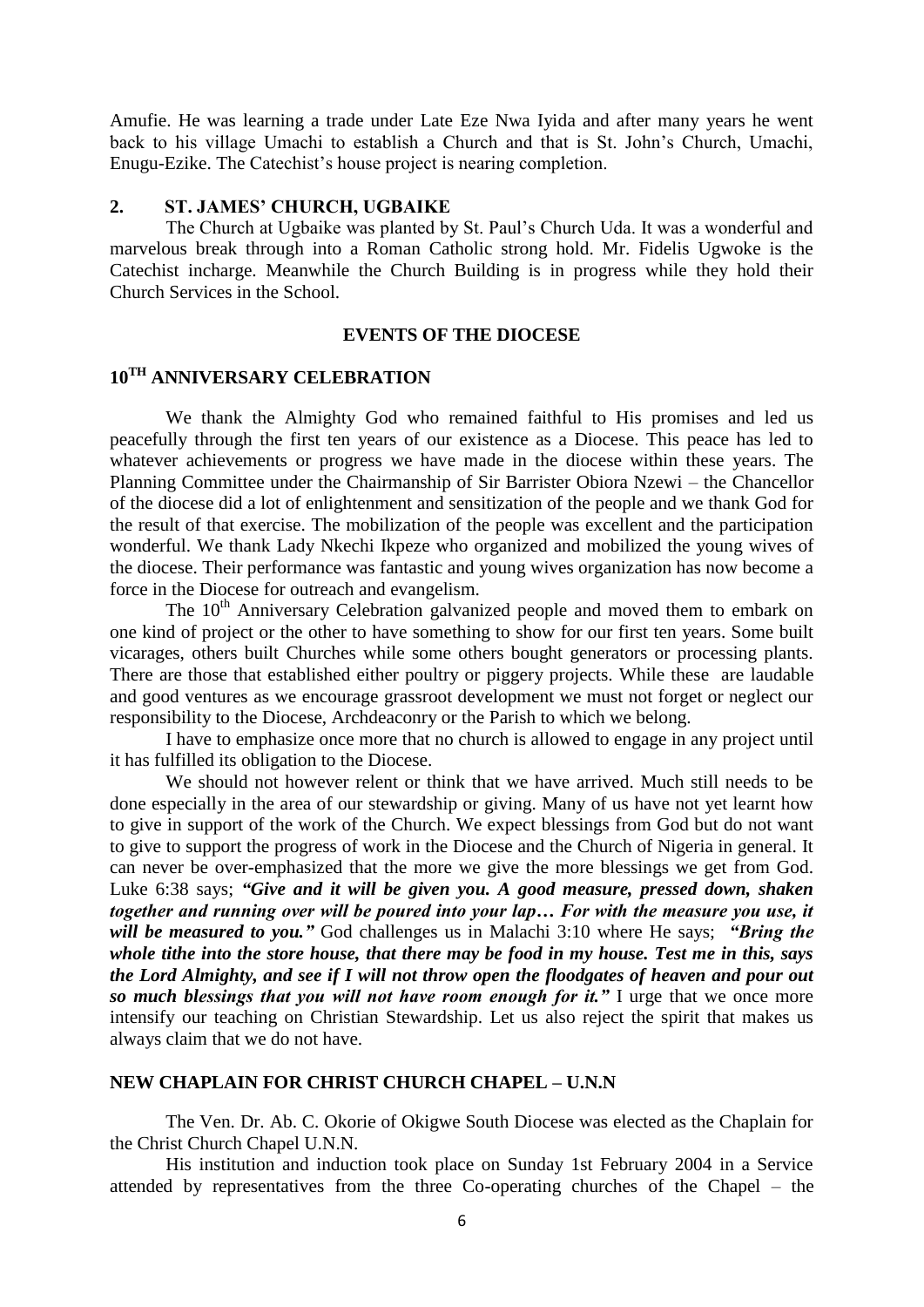Amufie. He was learning a trade under Late Eze Nwa Iyida and after many years he went back to his village Umachi to establish a Church and that is St. John's Church, Umachi, Enugu-Ezike. The Catechist's house project is nearing completion.

## 2. ST. JAMES' CHURCH, UGBAIKE

The Church at Ugbaike was planted by St. Paul's Church Uda. It was a wonderful and marvelous break through into a Roman Catholic strong hold. Mr. Fidelis Ugwoke is the Catechist incharge. Meanwhile the Church Building is in progress while they hold their Church Services in the School.

## EVENTS OF THE DIOCESE

## 10TH ANNIVERSARY CELEBRATION

We thank the Almighty God who remained faithful to His promises and led us peacefully through the first ten years of our existence as a Diocese. This peace has led to whatever achievements or progress we have made in the diocese within these years. The Planning Committee under the Chairmanship of Sir Barrister Obiora Nzewi – the Chancellor of the diocese did a lot of enlightenment and sensitization of the people and we thank God for the result of that exercise. The mobilization of the people was excellent and the participation wonderful. We thank Lady Nkechi Ikpeze who organized and mobilized the young wives of the diocese. Their performance was fantastic and young wives organization has now become a force in the Diocese for outreach and evangelism.

The 10th Anniversary Celebration galvanized people and moved them to embark on one kind of project or the other to have something to show for our first ten years. Some built vicarages, others built Churches while some others bought generators or processing plants. There are those that established either poultry or piggery projects. While these are laudable and good ventures as we encourage grassroot development we must not forget or neglect our responsibility to the Diocese, Archdeaconry or the Parish to which we belong.

I have to emphasize once more that no church is allowed to engage in any project until it has fulfilled its obligation to the Diocese.

We should not however relent or think that we have arrived. Much still needs to be done especially in the area of our stewardship or giving. Many of us have not yet learnt how to give in support of the work of the Church. We expect blessings from God but do not want to give to support the progress of work in the Diocese and the Church of Nigeria in general. It can never be over-emphasized that the more we give the more blessings we get from God. Luke 6:38 says; ***"Give and it will be given you. A good measure, pressed down, shaken together and running over will be poured into your lap… For with the measure you use, it will be measured to you."*** God challenges us in Malachi 3:10 where He says; ***"Bring the whole tithe into the store house, that there may be food in my house. Test me in this, says the Lord Almighty, and see if I will not throw open the floodgates of heaven and pour out so much blessings that you will not have room enough for it."*** I urge that we once more intensify our teaching on Christian Stewardship. Let us also reject the spirit that makes us always claim that we do not have.

## NEW CHAPLAIN FOR CHRIST CHURCH CHAPEL – U.N.N

The Ven. Dr. Ab. C. Okorie of Okigwe South Diocese was elected as the Chaplain for the Christ Church Chapel U.N.N.

His institution and induction took place on Sunday 1st February 2004 in a Service attended by representatives from the three Co-operating churches of the Chapel – the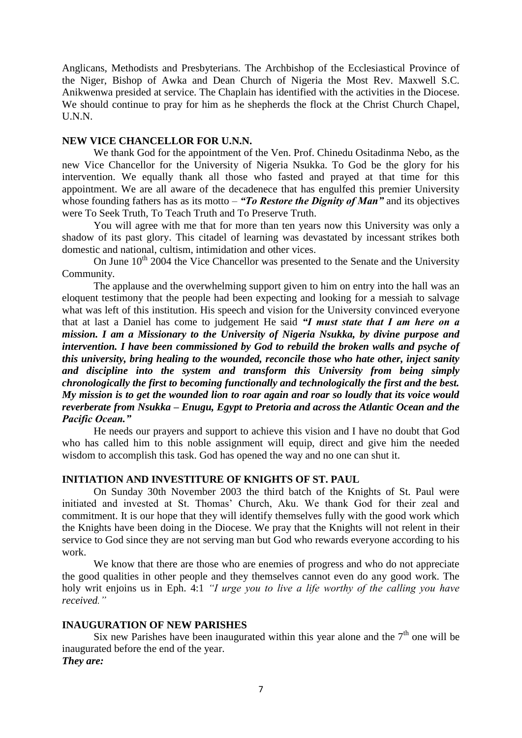Anglicans, Methodists and Presbyterians. The Archbishop of the Ecclesiastical Province of the Niger, Bishop of Awka and Dean Church of Nigeria the Most Rev. Maxwell S.C. Anikwenwa presided at service. The Chaplain has identified with the activities in the Diocese. We should continue to pray for him as he shepherds the flock at the Christ Church Chapel, U.N.N.

## NEW VICE CHANCELLOR FOR U.N.N.

We thank God for the appointment of the Ven. Prof. Chinedu Ositadinma Nebo, as the new Vice Chancellor for the University of Nigeria Nsukka. To God be the glory for his intervention. We equally thank all those who fasted and prayed at that time for this appointment. We are all aware of the decadenece that has engulfed this premier University whose founding fathers has as its motto – ***"To Restore the Dignity of Man"*** and its objectives were To Seek Truth, To Teach Truth and To Preserve Truth.

You will agree with me that for more than ten years now this University was only a shadow of its past glory. This citadel of learning was devastated by incessant strikes both domestic and national, cultism, intimidation and other vices.

On June 10th 2004 the Vice Chancellor was presented to the Senate and the University Community.

The applause and the overwhelming support given to him on entry into the hall was an eloquent testimony that the people had been expecting and looking for a messiah to salvage what was left of this institution. His speech and vision for the University convinced everyone that at last a Daniel has come to judgement He said ***"I must state that I am here on a mission. I am a Missionary to the University of Nigeria Nsukka, by divine purpose and intervention. I have been commissioned by God to rebuild the broken walls and psyche of this university, bring healing to the wounded, reconcile those who hate other, inject sanity and discipline into the system and transform this University from being simply chronologically the first to becoming functionally and technologically the first and the best. My mission is to get the wounded lion to roar again and roar so loudly that its voice would reverberate from Nsukka – Enugu, Egypt to Pretoria and across the Atlantic Ocean and the Pacific Ocean."***

He needs our prayers and support to achieve this vision and I have no doubt that God who has called him to this noble assignment will equip, direct and give him the needed wisdom to accomplish this task. God has opened the way and no one can shut it.

## INITIATION AND INVESTITURE OF KNIGHTS OF ST. PAUL

On Sunday 30th November 2003 the third batch of the Knights of St. Paul were initiated and invested at St. Thomas' Church, Aku. We thank God for their zeal and commitment. It is our hope that they will identify themselves fully with the good work which the Knights have been doing in the Diocese. We pray that the Knights will not relent in their service to God since they are not serving man but God who rewards everyone according to his work.

We know that there are those who are enemies of progress and who do not appreciate the good qualities in other people and they themselves cannot even do any good work. The holy writ enjoins us in Eph. 4:1 *"I urge you to live a life worthy of the calling you have received."*

## INAUGURATION OF NEW PARISHES

Six new Parishes have been inaugurated within this year alone and the 7th one will be inaugurated before the end of the year.

***They are:***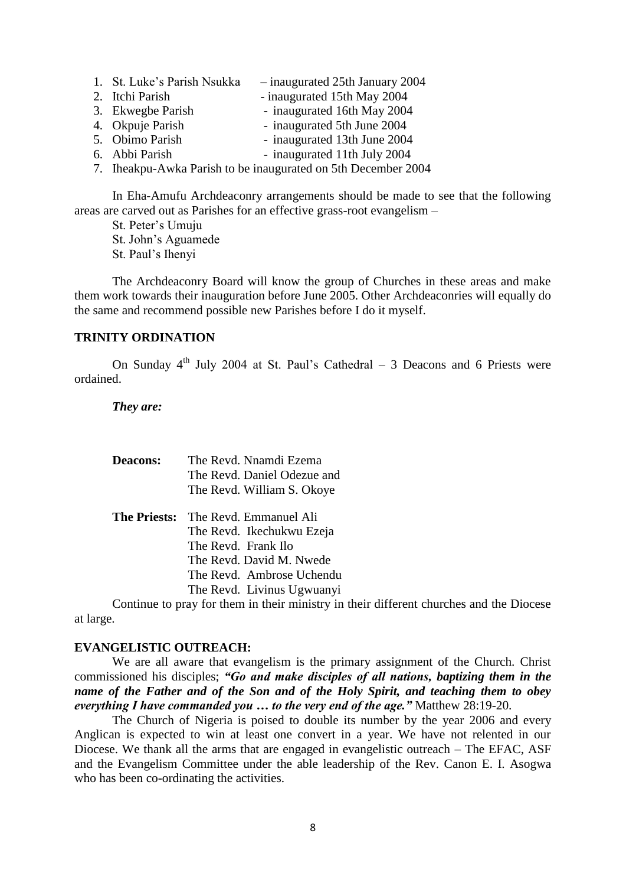1. St. Luke's Parish Nsukka – inaugurated 25th January 2004
2. Itchi Parish - inaugurated 15th May 2004
3. Ekwegbe Parish - inaugurated 16th May 2004
4. Okpuje Parish - inaugurated 5th June 2004
5. Obimo Parish - inaugurated 13th June 2004
6. Abbi Parish - inaugurated 11th July 2004
7. Iheakpu-Awka Parish to be inaugurated on 5th December 2004

In Eha-Amufu Archdeaconry arrangements should be made to see that the following areas are carved out as Parishes for an effective grass-root evangelism –

St. Peter's Umuju
St. John's Aguamede
St. Paul's Ihenyi

The Archdeaconry Board will know the group of Churches in these areas and make them work towards their inauguration before June 2005. Other Archdeaconries will equally do the same and recommend possible new Parishes before I do it myself.

## TRINITY ORDINATION

On Sunday 4th July 2004 at St. Paul's Cathedral – 3 Deacons and 6 Priests were ordained.

***They are:***

**Deacons:** The Revd. Nnamdi Ezema
The Revd. Daniel Odezue and
The Revd. William S. Okoye

**The Priests:** The Revd. Emmanuel Ali
The Revd. Ikechukwu Ezeja
The Revd. Frank Ilo
The Revd. David M. Nwede
The Revd. Ambrose Uchendu
The Revd. Livinus Ugwuanyi

Continue to pray for them in their ministry in their different churches and the Diocese at large.

## EVANGELISTIC OUTREACH:

We are all aware that evangelism is the primary assignment of the Church. Christ commissioned his disciples; ***"Go and make disciples of all nations, baptizing them in the name of the Father and of the Son and of the Holy Spirit, and teaching them to obey everything I have commanded you … to the very end of the age."*** Matthew 28:19-20.

The Church of Nigeria is poised to double its number by the year 2006 and every Anglican is expected to win at least one convert in a year. We have not relented in our Diocese. We thank all the arms that are engaged in evangelistic outreach – The EFAC, ASF and the Evangelism Committee under the able leadership of the Rev. Canon E. I. Asogwa who has been co-ordinating the activities.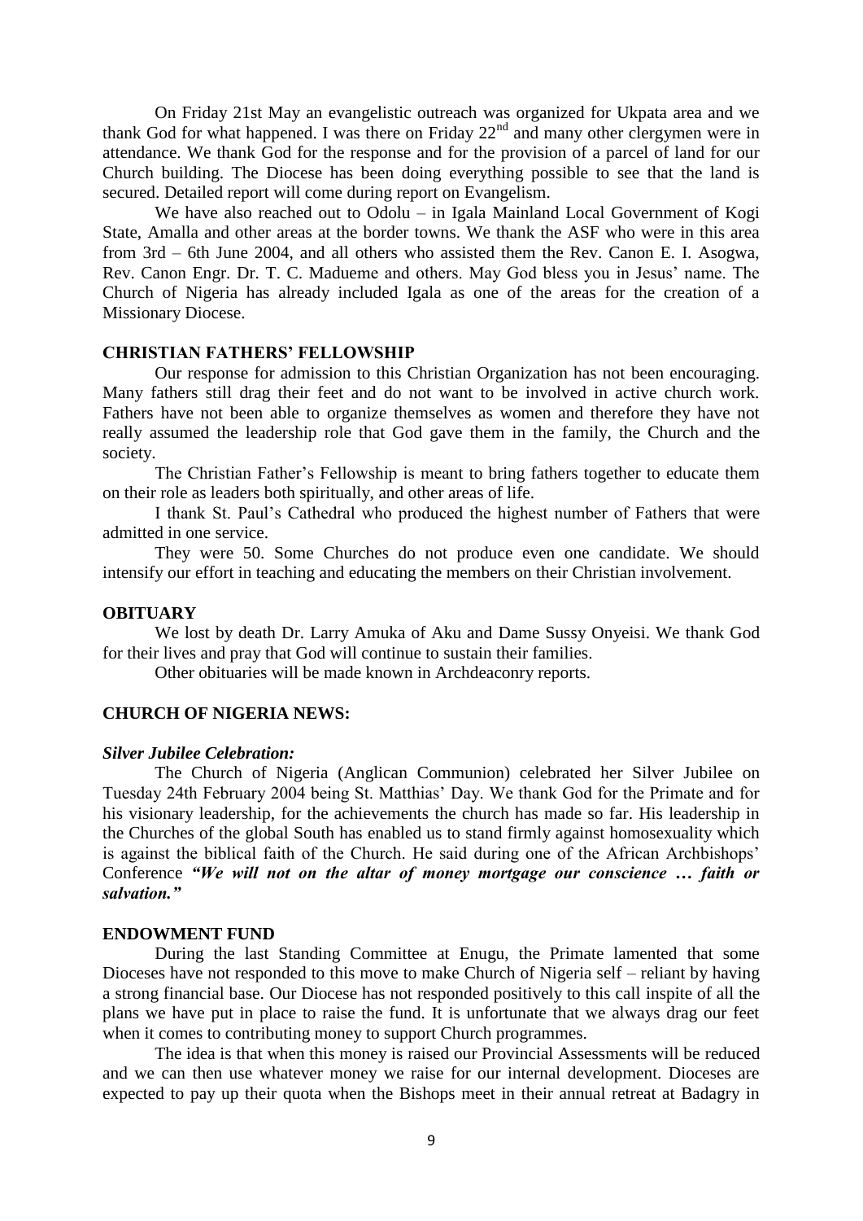On Friday 21st May an evangelistic outreach was organized for Ukpata area and we thank God for what happened. I was there on Friday 22nd and many other clergymen were in attendance. We thank God for the response and for the provision of a parcel of land for our Church building. The Diocese has been doing everything possible to see that the land is secured. Detailed report will come during report on Evangelism.

We have also reached out to Odolu – in Igala Mainland Local Government of Kogi State, Amalla and other areas at the border towns. We thank the ASF who were in this area from 3rd – 6th June 2004, and all others who assisted them the Rev. Canon E. I. Asogwa, Rev. Canon Engr. Dr. T. C. Madueme and others. May God bless you in Jesus' name. The Church of Nigeria has already included Igala as one of the areas for the creation of a Missionary Diocese.

## CHRISTIAN FATHERS' FELLOWSHIP

Our response for admission to this Christian Organization has not been encouraging. Many fathers still drag their feet and do not want to be involved in active church work. Fathers have not been able to organize themselves as women and therefore they have not really assumed the leadership role that God gave them in the family, the Church and the society.

The Christian Father's Fellowship is meant to bring fathers together to educate them on their role as leaders both spiritually, and other areas of life.

I thank St. Paul's Cathedral who produced the highest number of Fathers that were admitted in one service.

They were 50. Some Churches do not produce even one candidate. We should intensify our effort in teaching and educating the members on their Christian involvement.

## OBITUARY

We lost by death Dr. Larry Amuka of Aku and Dame Sussy Onyeisi. We thank God for their lives and pray that God will continue to sustain their families.

Other obituaries will be made known in Archdeaconry reports.

## CHURCH OF NIGERIA NEWS:

### *Silver Jubilee Celebration:*

The Church of Nigeria (Anglican Communion) celebrated her Silver Jubilee on Tuesday 24th February 2004 being St. Matthias' Day. We thank God for the Primate and for his visionary leadership, for the achievements the church has made so far. His leadership in the Churches of the global South has enabled us to stand firmly against homosexuality which is against the biblical faith of the Church. He said during one of the African Archbishops' Conference ***"We will not on the altar of money mortgage our conscience … faith or salvation."***

## ENDOWMENT FUND

During the last Standing Committee at Enugu, the Primate lamented that some Dioceses have not responded to this move to make Church of Nigeria self – reliant by having a strong financial base. Our Diocese has not responded positively to this call inspite of all the plans we have put in place to raise the fund. It is unfortunate that we always drag our feet when it comes to contributing money to support Church programmes.

The idea is that when this money is raised our Provincial Assessments will be reduced and we can then use whatever money we raise for our internal development. Dioceses are expected to pay up their quota when the Bishops meet in their annual retreat at Badagry in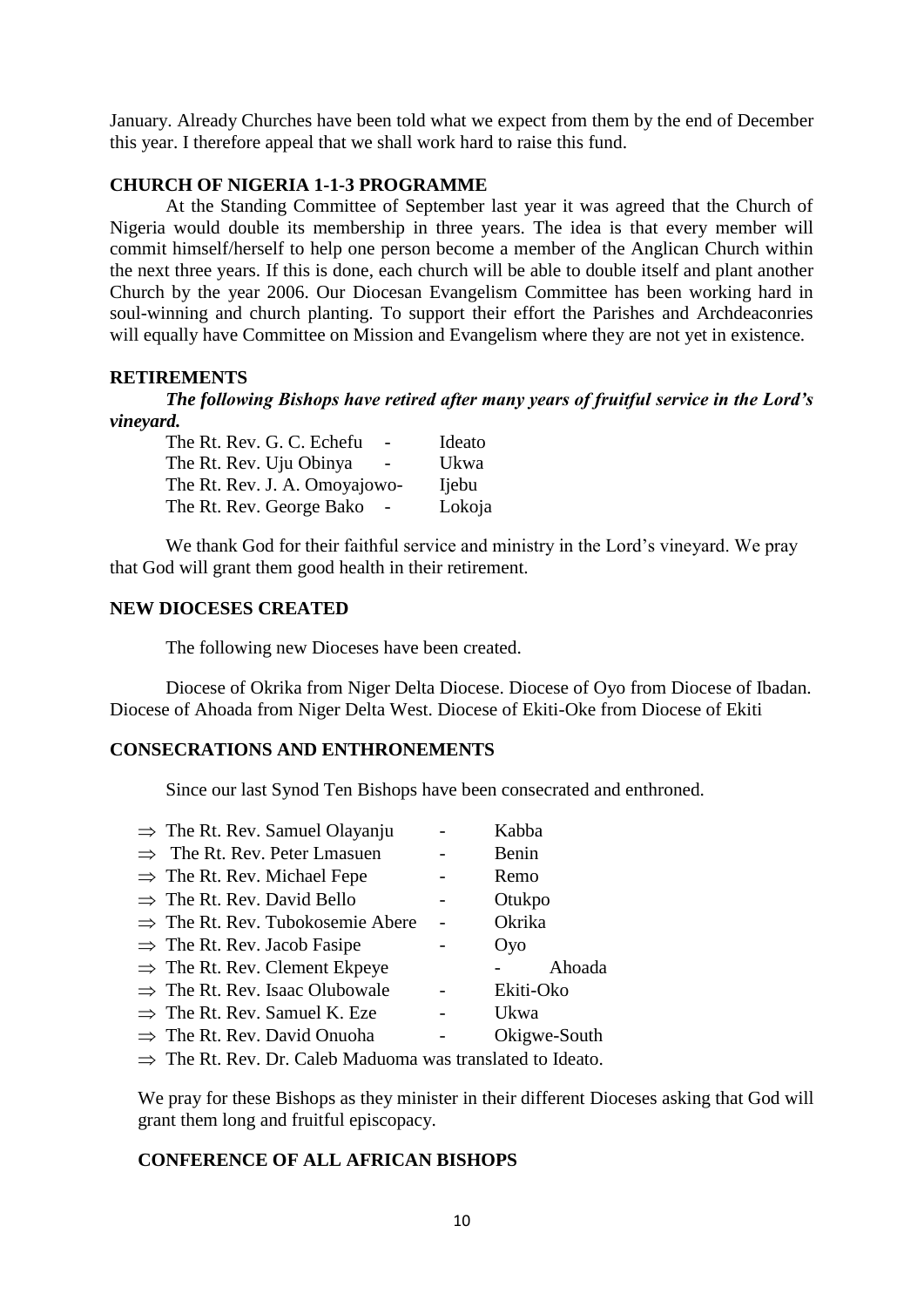January. Already Churches have been told what we expect from them by the end of December this year. I therefore appeal that we shall work hard to raise this fund.

**CHURCH OF NIGERIA 1-1-3 PROGRAMME**

At the Standing Committee of September last year it was agreed that the Church of Nigeria would double its membership in three years. The idea is that every member will commit himself/herself to help one person become a member of the Anglican Church within the next three years. If this is done, each church will be able to double itself and plant another Church by the year 2006. Our Diocesan Evangelism Committee has been working hard in soul-winning and church planting. To support their effort the Parishes and Archdeaconries will equally have Committee on Mission and Evangelism where they are not yet in existence.

**RETIREMENTS**

***The following Bishops have retired after many years of fruitful service in the Lord's vineyard.***

The Rt. Rev. G. C. Echefu - Ideato
The Rt. Rev. Uju Obinya - Ukwa
The Rt. Rev. J. A. Omoyajowo- Ijebu
The Rt. Rev. George Bako - Lokoja

We thank God for their faithful service and ministry in the Lord's vineyard. We pray that God will grant them good health in their retirement.

**NEW DIOCESES CREATED**

The following new Dioceses have been created.

Diocese of Okrika from Niger Delta Diocese. Diocese of Oyo from Diocese of Ibadan. Diocese of Ahoada from Niger Delta West. Diocese of Ekiti-Oke from Diocese of Ekiti

**CONSECRATIONS AND ENTHRONEMENTS**

Since our last Synod Ten Bishops have been consecrated and enthroned.

- ⇒ The Rt. Rev. Samuel Olayanju - Kabba
- ⇒ The Rt. Rev. Peter Lmasuen - Benin
- ⇒ The Rt. Rev. Michael Fepe - Remo
- ⇒ The Rt. Rev. David Bello - Otukpo
- ⇒ The Rt. Rev. Tubokosemie Abere - Okrika
- ⇒ The Rt. Rev. Jacob Fasipe - Oyo
- ⇒ The Rt. Rev. Clement Ekpeye - Ahoada
- ⇒ The Rt. Rev. Isaac Olubowale - Ekiti-Oko
- ⇒ The Rt. Rev. Samuel K. Eze - Ukwa
- ⇒ The Rt. Rev. David Onuoha - Okigwe-South
- ⇒ The Rt. Rev. Dr. Caleb Maduoma was translated to Ideato.

We pray for these Bishops as they minister in their different Dioceses asking that God will grant them long and fruitful episcopacy.

**CONFERENCE OF ALL AFRICAN BISHOPS**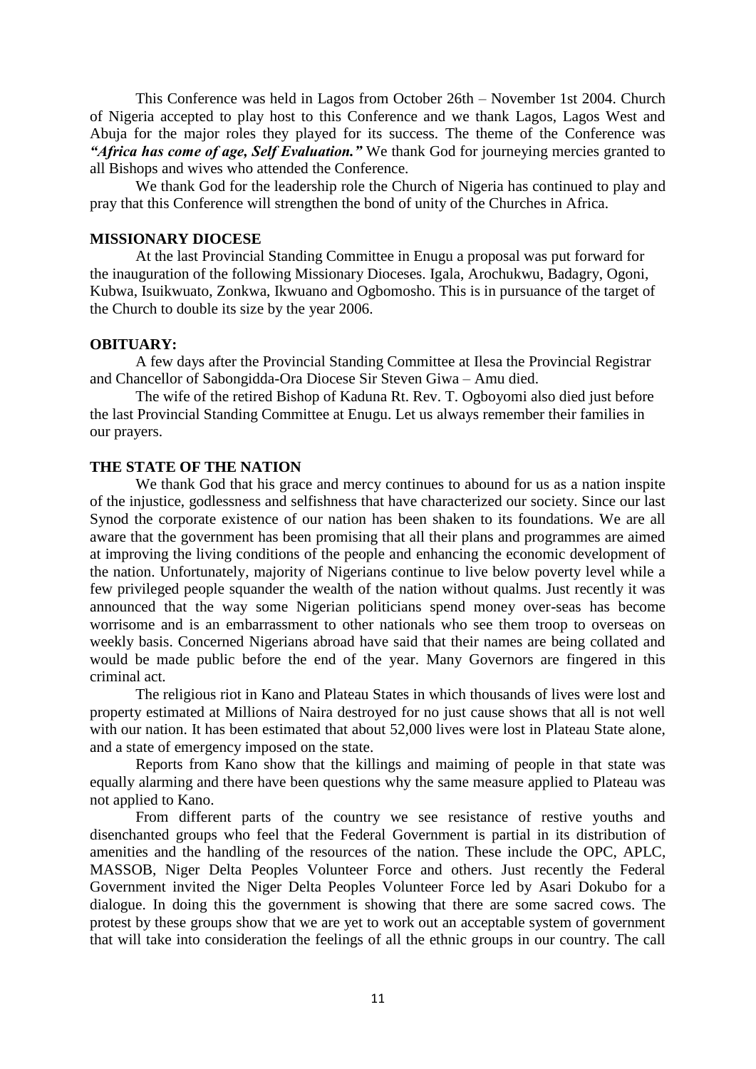This Conference was held in Lagos from October 26th – November 1st 2004. Church of Nigeria accepted to play host to this Conference and we thank Lagos, Lagos West and Abuja for the major roles they played for its success. The theme of the Conference was ***"Africa has come of age, Self Evaluation."*** We thank God for journeying mercies granted to all Bishops and wives who attended the Conference.

We thank God for the leadership role the Church of Nigeria has continued to play and pray that this Conference will strengthen the bond of unity of the Churches in Africa.

**MISSIONARY DIOCESE**

At the last Provincial Standing Committee in Enugu a proposal was put forward for the inauguration of the following Missionary Dioceses. Igala, Arochukwu, Badagry, Ogoni, Kubwa, Isuikwuato, Zonkwa, Ikwuano and Ogbomosho. This is in pursuance of the target of the Church to double its size by the year 2006.

**OBITUARY:**

A few days after the Provincial Standing Committee at Ilesa the Provincial Registrar and Chancellor of Sabongidda-Ora Diocese Sir Steven Giwa – Amu died.

The wife of the retired Bishop of Kaduna Rt. Rev. T. Ogboyomi also died just before the last Provincial Standing Committee at Enugu. Let us always remember their families in our prayers.

**THE STATE OF THE NATION**

We thank God that his grace and mercy continues to abound for us as a nation inspite of the injustice, godlessness and selfishness that have characterized our society. Since our last Synod the corporate existence of our nation has been shaken to its foundations. We are all aware that the government has been promising that all their plans and programmes are aimed at improving the living conditions of the people and enhancing the economic development of the nation. Unfortunately, majority of Nigerians continue to live below poverty level while a few privileged people squander the wealth of the nation without qualms. Just recently it was announced that the way some Nigerian politicians spend money over-seas has become worrisome and is an embarrassment to other nationals who see them troop to overseas on weekly basis. Concerned Nigerians abroad have said that their names are being collated and would be made public before the end of the year. Many Governors are fingered in this criminal act.

The religious riot in Kano and Plateau States in which thousands of lives were lost and property estimated at Millions of Naira destroyed for no just cause shows that all is not well with our nation. It has been estimated that about 52,000 lives were lost in Plateau State alone, and a state of emergency imposed on the state.

Reports from Kano show that the killings and maiming of people in that state was equally alarming and there have been questions why the same measure applied to Plateau was not applied to Kano.

From different parts of the country we see resistance of restive youths and disenchanted groups who feel that the Federal Government is partial in its distribution of amenities and the handling of the resources of the nation. These include the OPC, APLC, MASSOB, Niger Delta Peoples Volunteer Force and others. Just recently the Federal Government invited the Niger Delta Peoples Volunteer Force led by Asari Dokubo for a dialogue. In doing this the government is showing that there are some sacred cows. The protest by these groups show that we are yet to work out an acceptable system of government that will take into consideration the feelings of all the ethnic groups in our country. The call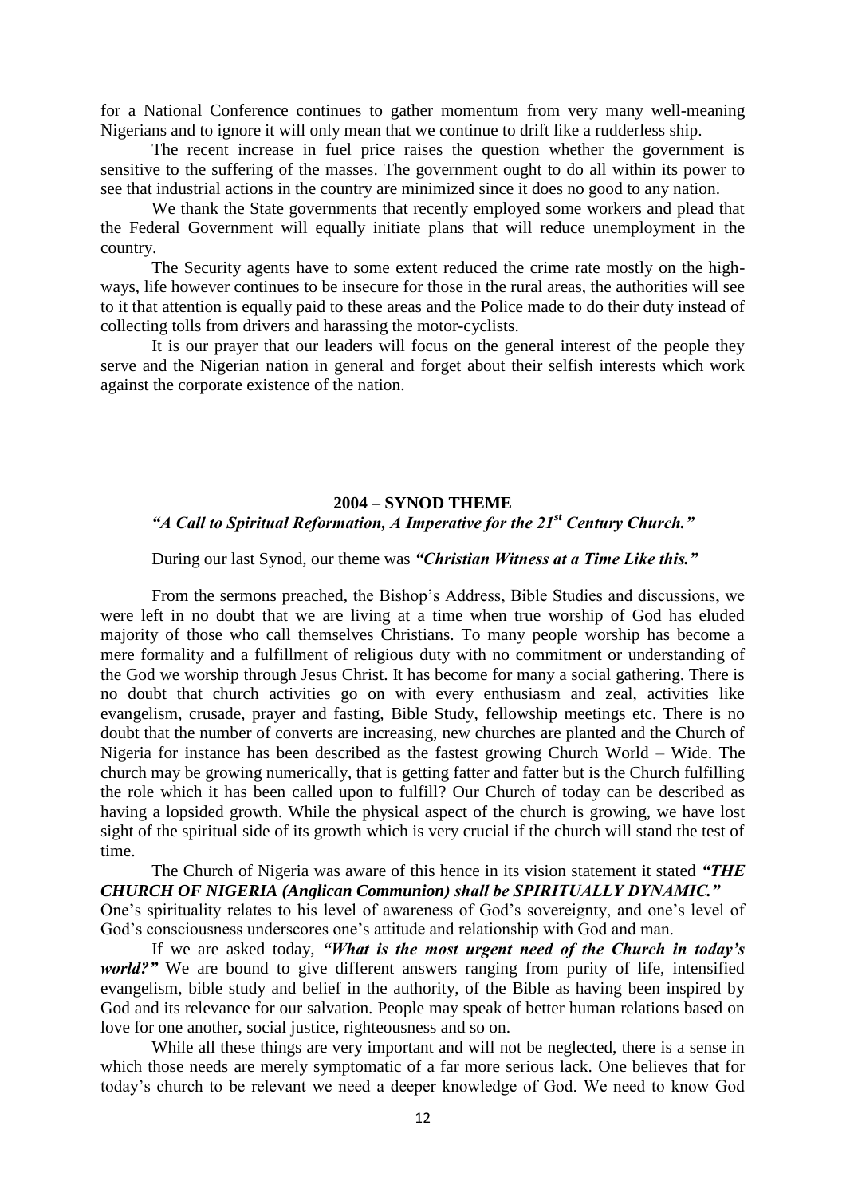for a National Conference continues to gather momentum from very many well-meaning Nigerians and to ignore it will only mean that we continue to drift like a rudderless ship.

The recent increase in fuel price raises the question whether the government is sensitive to the suffering of the masses. The government ought to do all within its power to see that industrial actions in the country are minimized since it does no good to any nation.

We thank the State governments that recently employed some workers and plead that the Federal Government will equally initiate plans that will reduce unemployment in the country.

The Security agents have to some extent reduced the crime rate mostly on the high-ways, life however continues to be insecure for those in the rural areas, the authorities will see to it that attention is equally paid to these areas and the Police made to do their duty instead of collecting tolls from drivers and harassing the motor-cyclists.

It is our prayer that our leaders will focus on the general interest of the people they serve and the Nigerian nation in general and forget about their selfish interests which work against the corporate existence of the nation.

## 2004 – SYNOD THEME

### *"A Call to Spiritual Reformation, A Imperative for the 21st Century Church."*

During our last Synod, our theme was ***"Christian Witness at a Time Like this."***

From the sermons preached, the Bishop's Address, Bible Studies and discussions, we were left in no doubt that we are living at a time when true worship of God has eluded majority of those who call themselves Christians. To many people worship has become a mere formality and a fulfillment of religious duty with no commitment or understanding of the God we worship through Jesus Christ. It has become for many a social gathering. There is no doubt that church activities go on with every enthusiasm and zeal, activities like evangelism, crusade, prayer and fasting, Bible Study, fellowship meetings etc. There is no doubt that the number of converts are increasing, new churches are planted and the Church of Nigeria for instance has been described as the fastest growing Church World – Wide. The church may be growing numerically, that is getting fatter and fatter but is the Church fulfilling the role which it has been called upon to fulfill? Our Church of today can be described as having a lopsided growth. While the physical aspect of the church is growing, we have lost sight of the spiritual side of its growth which is very crucial if the church will stand the test of time.

The Church of Nigeria was aware of this hence in its vision statement it stated ***"THE CHURCH OF NIGERIA (Anglican Communion) shall be SPIRITUALLY DYNAMIC."*** One's spirituality relates to his level of awareness of God's sovereignty, and one's level of God's consciousness underscores one's attitude and relationship with God and man.

If we are asked today, ***"What is the most urgent need of the Church in today's world?"*** We are bound to give different answers ranging from purity of life, intensified evangelism, bible study and belief in the authority, of the Bible as having been inspired by God and its relevance for our salvation. People may speak of better human relations based on love for one another, social justice, righteousness and so on.

While all these things are very important and will not be neglected, there is a sense in which those needs are merely symptomatic of a far more serious lack. One believes that for today's church to be relevant we need a deeper knowledge of God. We need to know God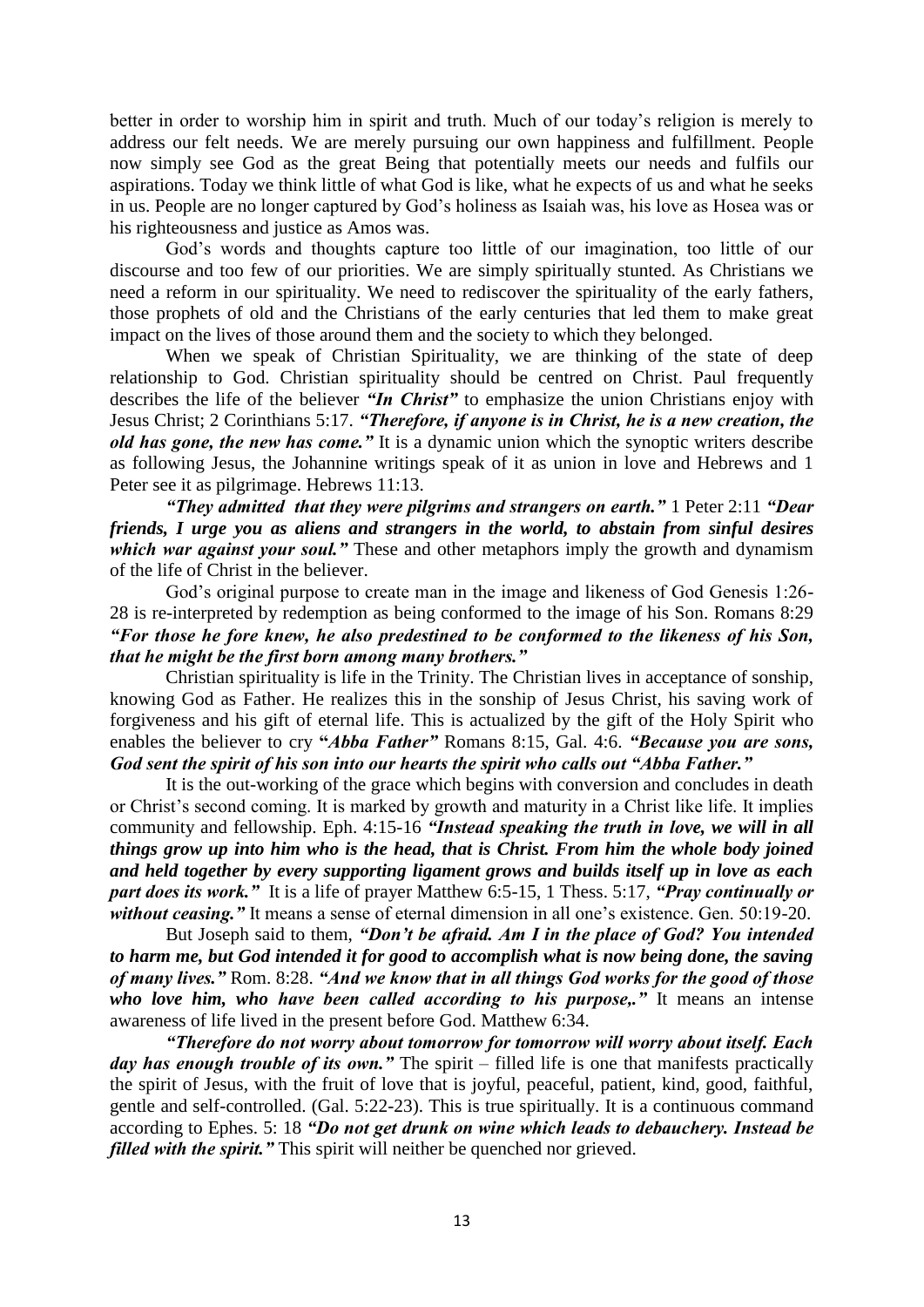better in order to worship him in spirit and truth. Much of our today's religion is merely to address our felt needs. We are merely pursuing our own happiness and fulfillment. People now simply see God as the great Being that potentially meets our needs and fulfils our aspirations. Today we think little of what God is like, what he expects of us and what he seeks in us. People are no longer captured by God's holiness as Isaiah was, his love as Hosea was or his righteousness and justice as Amos was.

God's words and thoughts capture too little of our imagination, too little of our discourse and too few of our priorities. We are simply spiritually stunted. As Christians we need a reform in our spirituality. We need to rediscover the spirituality of the early fathers, those prophets of old and the Christians of the early centuries that led them to make great impact on the lives of those around them and the society to which they belonged.

When we speak of Christian Spirituality, we are thinking of the state of deep relationship to God. Christian spirituality should be centred on Christ. Paul frequently describes the life of the believer ***"In Christ"*** to emphasize the union Christians enjoy with Jesus Christ; 2 Corinthians 5:17. ***"Therefore, if anyone is in Christ, he is a new creation, the old has gone, the new has come."*** It is a dynamic union which the synoptic writers describe as following Jesus, the Johannine writings speak of it as union in love and Hebrews and 1 Peter see it as pilgrimage. Hebrews 11:13.

***"They admitted that they were pilgrims and strangers on earth."*** 1 Peter 2:11 ***"Dear friends, I urge you as aliens and strangers in the world, to abstain from sinful desires which war against your soul."*** These and other metaphors imply the growth and dynamism of the life of Christ in the believer.

God's original purpose to create man in the image and likeness of God Genesis 1:26-28 is re-interpreted by redemption as being conformed to the image of his Son. Romans 8:29 ***"For those he fore knew, he also predestined to be conformed to the likeness of his Son, that he might be the first born among many brothers."***

Christian spirituality is life in the Trinity. The Christian lives in acceptance of sonship, knowing God as Father. He realizes this in the sonship of Jesus Christ, his saving work of forgiveness and his gift of eternal life. This is actualized by the gift of the Holy Spirit who enables the believer to cry **"*Abba Father"*** Romans 8:15, Gal. 4:6. ***"Because you are sons, God sent the spirit of his son into our hearts the spirit who calls out "Abba Father."***

It is the out-working of the grace which begins with conversion and concludes in death or Christ's second coming. It is marked by growth and maturity in a Christ like life. It implies community and fellowship. Eph. 4:15-16 ***"Instead speaking the truth in love, we will in all things grow up into him who is the head, that is Christ. From him the whole body joined and held together by every supporting ligament grows and builds itself up in love as each part does its work."*** It is a life of prayer Matthew 6:5-15, 1 Thess. 5:17, ***"Pray continually or without ceasing."*** It means a sense of eternal dimension in all one's existence. Gen. 50:19-20.

But Joseph said to them, ***"Don't be afraid. Am I in the place of God? You intended to harm me, but God intended it for good to accomplish what is now being done, the saving of many lives."*** Rom. 8:28. ***"And we know that in all things God works for the good of those who love him, who have been called according to his purpose,."*** It means an intense awareness of life lived in the present before God. Matthew 6:34.

***"Therefore do not worry about tomorrow for tomorrow will worry about itself. Each day has enough trouble of its own."*** The spirit – filled life is one that manifests practically the spirit of Jesus, with the fruit of love that is joyful, peaceful, patient, kind, good, faithful, gentle and self-controlled. (Gal. 5:22-23). This is true spiritually. It is a continuous command according to Ephes. 5: 18 ***"Do not get drunk on wine which leads to debauchery. Instead be filled with the spirit."*** This spirit will neither be quenched nor grieved.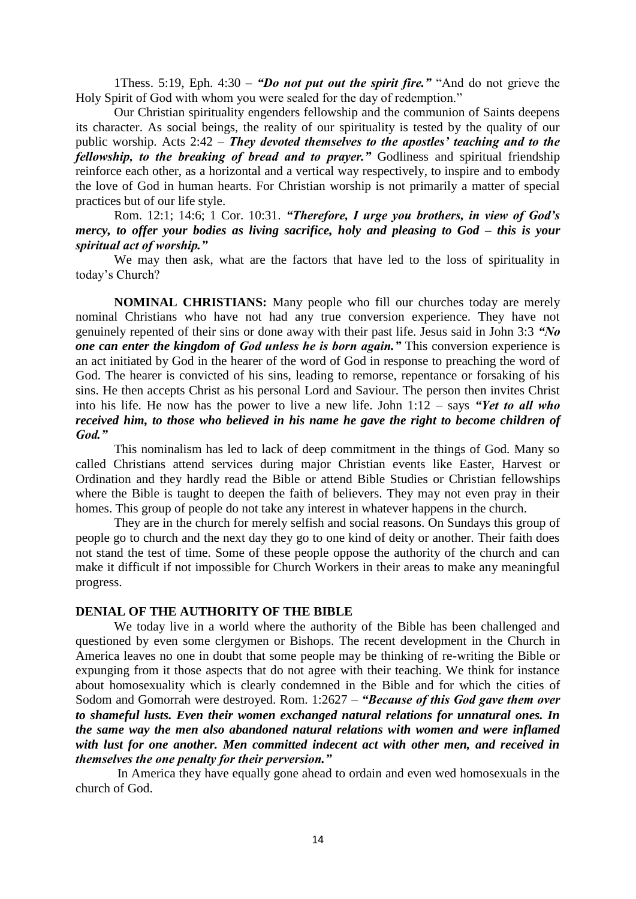1Thess. 5:19, Eph. 4:30 – ***"Do not put out the spirit fire."*** "And do not grieve the Holy Spirit of God with whom you were sealed for the day of redemption."

Our Christian spirituality engenders fellowship and the communion of Saints deepens its character. As social beings, the reality of our spirituality is tested by the quality of our public worship. Acts 2:42 – ***They devoted themselves to the apostles' teaching and to the fellowship, to the breaking of bread and to prayer."*** Godliness and spiritual friendship reinforce each other, as a horizontal and a vertical way respectively, to inspire and to embody the love of God in human hearts. For Christian worship is not primarily a matter of special practices but of our life style.

Rom. 12:1; 14:6; 1 Cor. 10:31. ***"Therefore, I urge you brothers, in view of God's mercy, to offer your bodies as living sacrifice, holy and pleasing to God – this is your spiritual act of worship."***

We may then ask, what are the factors that have led to the loss of spirituality in today's Church?

**NOMINAL CHRISTIANS:** Many people who fill our churches today are merely nominal Christians who have not had any true conversion experience. They have not genuinely repented of their sins or done away with their past life. Jesus said in John 3:3 ***"No one can enter the kingdom of God unless he is born again."*** This conversion experience is an act initiated by God in the hearer of the word of God in response to preaching the word of God. The hearer is convicted of his sins, leading to remorse, repentance or forsaking of his sins. He then accepts Christ as his personal Lord and Saviour. The person then invites Christ into his life. He now has the power to live a new life. John 1:12 – says ***"Yet to all who received him, to those who believed in his name he gave the right to become children of God."***

This nominalism has led to lack of deep commitment in the things of God. Many so called Christians attend services during major Christian events like Easter, Harvest or Ordination and they hardly read the Bible or attend Bible Studies or Christian fellowships where the Bible is taught to deepen the faith of believers. They may not even pray in their homes. This group of people do not take any interest in whatever happens in the church.

They are in the church for merely selfish and social reasons. On Sundays this group of people go to church and the next day they go to one kind of deity or another. Their faith does not stand the test of time. Some of these people oppose the authority of the church and can make it difficult if not impossible for Church Workers in their areas to make any meaningful progress.

**DENIAL OF THE AUTHORITY OF THE BIBLE**

We today live in a world where the authority of the Bible has been challenged and questioned by even some clergymen or Bishops. The recent development in the Church in America leaves no one in doubt that some people may be thinking of re-writing the Bible or expunging from it those aspects that do not agree with their teaching. We think for instance about homosexuality which is clearly condemned in the Bible and for which the cities of Sodom and Gomorrah were destroyed. Rom. 1:2627 – ***"Because of this God gave them over to shameful lusts. Even their women exchanged natural relations for unnatural ones. In the same way the men also abandoned natural relations with women and were inflamed with lust for one another. Men committed indecent act with other men, and received in themselves the one penalty for their perversion."***

In America they have equally gone ahead to ordain and even wed homosexuals in the church of God.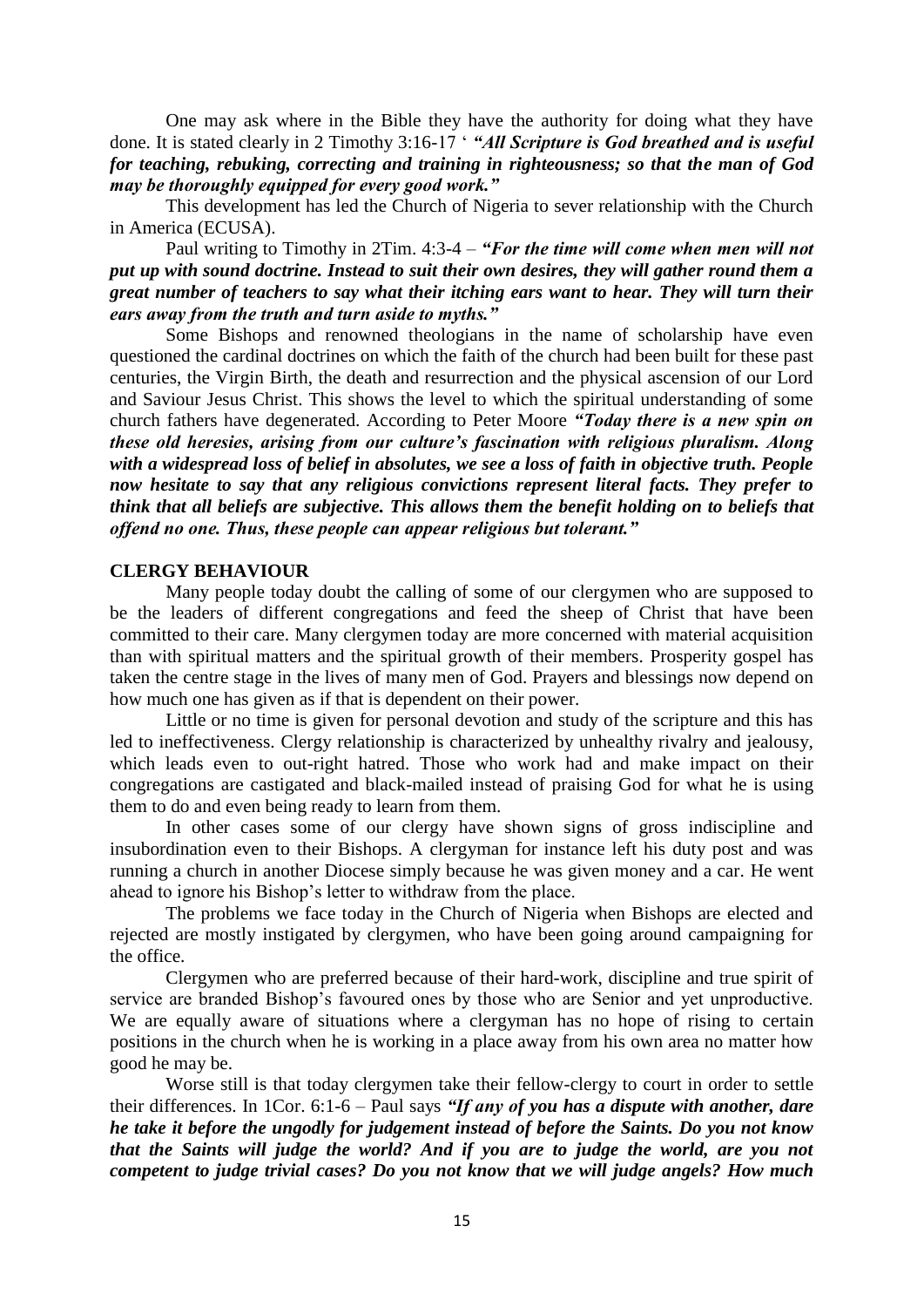One may ask where in the Bible they have the authority for doing what they have done. It is stated clearly in 2 Timothy 3:16-17 ' ***"All Scripture is God breathed and is useful for teaching, rebuking, correcting and training in righteousness; so that the man of God may be thoroughly equipped for every good work."***

This development has led the Church of Nigeria to sever relationship with the Church in America (ECUSA).

Paul writing to Timothy in 2Tim. 4:3-4 – ***"For the time will come when men will not put up with sound doctrine. Instead to suit their own desires, they will gather round them a great number of teachers to say what their itching ears want to hear. They will turn their ears away from the truth and turn aside to myths."***

Some Bishops and renowned theologians in the name of scholarship have even questioned the cardinal doctrines on which the faith of the church had been built for these past centuries, the Virgin Birth, the death and resurrection and the physical ascension of our Lord and Saviour Jesus Christ. This shows the level to which the spiritual understanding of some church fathers have degenerated. According to Peter Moore ***"Today there is a new spin on these old heresies, arising from our culture's fascination with religious pluralism. Along with a widespread loss of belief in absolutes, we see a loss of faith in objective truth. People now hesitate to say that any religious convictions represent literal facts. They prefer to think that all beliefs are subjective. This allows them the benefit holding on to beliefs that offend no one. Thus, these people can appear religious but tolerant."***

**CLERGY BEHAVIOUR**

Many people today doubt the calling of some of our clergymen who are supposed to be the leaders of different congregations and feed the sheep of Christ that have been committed to their care. Many clergymen today are more concerned with material acquisition than with spiritual matters and the spiritual growth of their members. Prosperity gospel has taken the centre stage in the lives of many men of God. Prayers and blessings now depend on how much one has given as if that is dependent on their power.

Little or no time is given for personal devotion and study of the scripture and this has led to ineffectiveness. Clergy relationship is characterized by unhealthy rivalry and jealousy, which leads even to out-right hatred. Those who work had and make impact on their congregations are castigated and black-mailed instead of praising God for what he is using them to do and even being ready to learn from them.

In other cases some of our clergy have shown signs of gross indiscipline and insubordination even to their Bishops. A clergyman for instance left his duty post and was running a church in another Diocese simply because he was given money and a car. He went ahead to ignore his Bishop's letter to withdraw from the place.

The problems we face today in the Church of Nigeria when Bishops are elected and rejected are mostly instigated by clergymen, who have been going around campaigning for the office.

Clergymen who are preferred because of their hard-work, discipline and true spirit of service are branded Bishop's favoured ones by those who are Senior and yet unproductive. We are equally aware of situations where a clergyman has no hope of rising to certain positions in the church when he is working in a place away from his own area no matter how good he may be.

Worse still is that today clergymen take their fellow-clergy to court in order to settle their differences. In 1Cor. 6:1-6 – Paul says ***"If any of you has a dispute with another, dare he take it before the ungodly for judgement instead of before the Saints. Do you not know that the Saints will judge the world? And if you are to judge the world, are you not competent to judge trivial cases? Do you not know that we will judge angels? How much***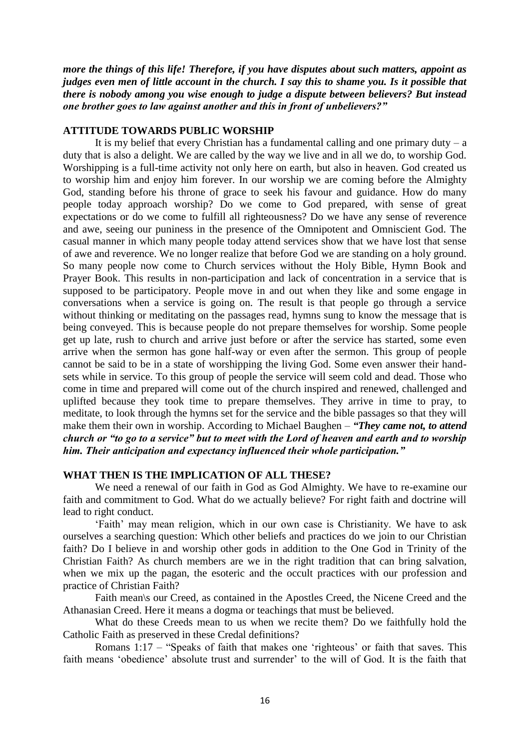***more the things of this life! Therefore, if you have disputes about such matters, appoint as judges even men of little account in the church. I say this to shame you. Is it possible that there is nobody among you wise enough to judge a dispute between believers? But instead one brother goes to law against another and this in front of unbelievers?"***

**ATTITUDE TOWARDS PUBLIC WORSHIP**

It is my belief that every Christian has a fundamental calling and one primary duty – a duty that is also a delight. We are called by the way we live and in all we do, to worship God. Worshipping is a full-time activity not only here on earth, but also in heaven. God created us to worship him and enjoy him forever. In our worship we are coming before the Almighty God, standing before his throne of grace to seek his favour and guidance. How do many people today approach worship? Do we come to God prepared, with sense of great expectations or do we come to fulfill all righteousness? Do we have any sense of reverence and awe, seeing our puniness in the presence of the Omnipotent and Omniscient God. The casual manner in which many people today attend services show that we have lost that sense of awe and reverence. We no longer realize that before God we are standing on a holy ground. So many people now come to Church services without the Holy Bible, Hymn Book and Prayer Book. This results in non-participation and lack of concentration in a service that is supposed to be participatory. People move in and out when they like and some engage in conversations when a service is going on. The result is that people go through a service without thinking or meditating on the passages read, hymns sung to know the message that is being conveyed. This is because people do not prepare themselves for worship. Some people get up late, rush to church and arrive just before or after the service has started, some even arrive when the sermon has gone half-way or even after the sermon. This group of people cannot be said to be in a state of worshipping the living God. Some even answer their hand-sets while in service. To this group of people the service will seem cold and dead. Those who come in time and prepared will come out of the church inspired and renewed, challenged and uplifted because they took time to prepare themselves. They arrive in time to pray, to meditate, to look through the hymns set for the service and the bible passages so that they will make them their own in worship. According to Michael Baughen – ***"They came not, to attend church or "to go to a service" but to meet with the Lord of heaven and earth and to worship him. Their anticipation and expectancy influenced their whole participation."***

**WHAT THEN IS THE IMPLICATION OF ALL THESE?**

We need a renewal of our faith in God as God Almighty. We have to re-examine our faith and commitment to God. What do we actually believe? For right faith and doctrine will lead to right conduct.

'Faith' may mean religion, which in our own case is Christianity. We have to ask ourselves a searching question: Which other beliefs and practices do we join to our Christian faith? Do I believe in and worship other gods in addition to the One God in Trinity of the Christian Faith? As church members are we in the right tradition that can bring salvation, when we mix up the pagan, the esoteric and the occult practices with our profession and practice of Christian Faith?

Faith mean\s our Creed, as contained in the Apostles Creed, the Nicene Creed and the Athanasian Creed. Here it means a dogma or teachings that must be believed.

What do these Creeds mean to us when we recite them? Do we faithfully hold the Catholic Faith as preserved in these Credal definitions?

Romans 1:17 – "Speaks of faith that makes one 'righteous' or faith that saves. This faith means 'obedience' absolute trust and surrender' to the will of God. It is the faith that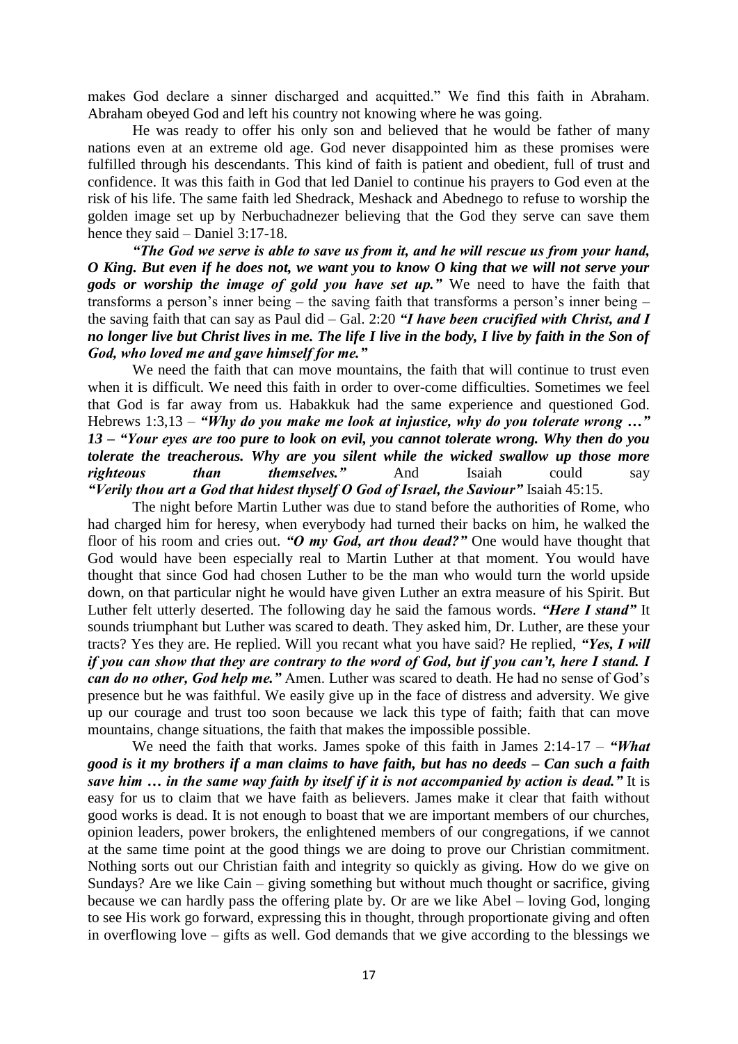makes God declare a sinner discharged and acquitted." We find this faith in Abraham. Abraham obeyed God and left his country not knowing where he was going.

He was ready to offer his only son and believed that he would be father of many nations even at an extreme old age. God never disappointed him as these promises were fulfilled through his descendants. This kind of faith is patient and obedient, full of trust and confidence. It was this faith in God that led Daniel to continue his prayers to God even at the risk of his life. The same faith led Shedrack, Meshack and Abednego to refuse to worship the golden image set up by Nerbuchadnezer believing that the God they serve can save them hence they said – Daniel 3:17-18.

***"The God we serve is able to save us from it, and he will rescue us from your hand, O King. But even if he does not, we want you to know O king that we will not serve your gods or worship the image of gold you have set up."*** We need to have the faith that transforms a person's inner being – the saving faith that transforms a person's inner being – the saving faith that can say as Paul did – Gal. 2:20 ***"I have been crucified with Christ, and I no longer live but Christ lives in me. The life I live in the body, I live by faith in the Son of God, who loved me and gave himself for me."***

We need the faith that can move mountains, the faith that will continue to trust even when it is difficult. We need this faith in order to over-come difficulties. Sometimes we feel that God is far away from us. Habakkuk had the same experience and questioned God. Hebrews 1:3,13 – ***"Why do you make me look at injustice, why do you tolerate wrong …" 13 – "Your eyes are too pure to look on evil, you cannot tolerate wrong. Why then do you tolerate the treacherous. Why are you silent while the wicked swallow up those more righteous than themselves."*** And Isaiah could say ***"Verily thou art a God that hidest thyself O God of Israel, the Saviour"*** Isaiah 45:15.

The night before Martin Luther was due to stand before the authorities of Rome, who had charged him for heresy, when everybody had turned their backs on him, he walked the floor of his room and cries out. ***"O my God, art thou dead?"*** One would have thought that God would have been especially real to Martin Luther at that moment. You would have thought that since God had chosen Luther to be the man who would turn the world upside down, on that particular night he would have given Luther an extra measure of his Spirit. But Luther felt utterly deserted. The following day he said the famous words. ***"Here I stand"*** It sounds triumphant but Luther was scared to death. They asked him, Dr. Luther, are these your tracts? Yes they are. He replied. Will you recant what you have said? He replied, ***"Yes, I will if you can show that they are contrary to the word of God, but if you can't, here I stand. I can do no other, God help me."*** Amen. Luther was scared to death. He had no sense of God's presence but he was faithful. We easily give up in the face of distress and adversity. We give up our courage and trust too soon because we lack this type of faith; faith that can move mountains, change situations, the faith that makes the impossible possible.

We need the faith that works. James spoke of this faith in James 2:14-17 – ***"What good is it my brothers if a man claims to have faith, but has no deeds – Can such a faith save him … in the same way faith by itself if it is not accompanied by action is dead."*** It is easy for us to claim that we have faith as believers. James make it clear that faith without good works is dead. It is not enough to boast that we are important members of our churches, opinion leaders, power brokers, the enlightened members of our congregations, if we cannot at the same time point at the good things we are doing to prove our Christian commitment. Nothing sorts out our Christian faith and integrity so quickly as giving. How do we give on Sundays? Are we like Cain – giving something but without much thought or sacrifice, giving because we can hardly pass the offering plate by. Or are we like Abel – loving God, longing to see His work go forward, expressing this in thought, through proportionate giving and often in overflowing love – gifts as well. God demands that we give according to the blessings we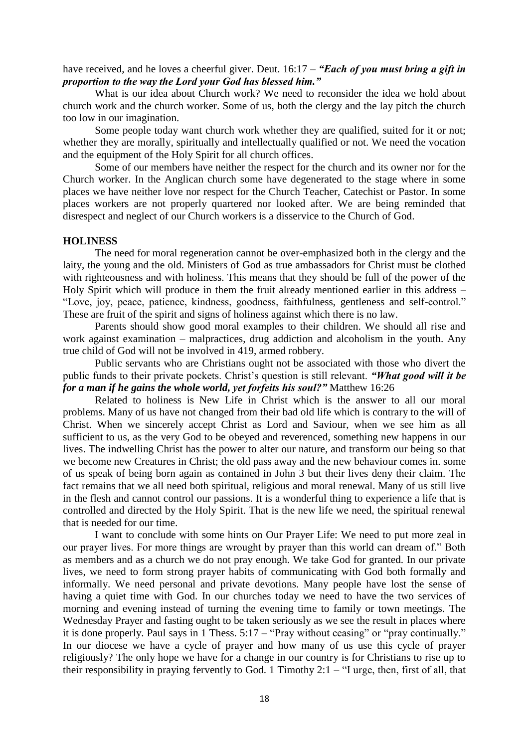have received, and he loves a cheerful giver. Deut. 16:17 – ***"Each of you must bring a gift in proportion to the way the Lord your God has blessed him."***

What is our idea about Church work? We need to reconsider the idea we hold about church work and the church worker. Some of us, both the clergy and the lay pitch the church too low in our imagination.

Some people today want church work whether they are qualified, suited for it or not; whether they are morally, spiritually and intellectually qualified or not. We need the vocation and the equipment of the Holy Spirit for all church offices.

Some of our members have neither the respect for the church and its owner nor for the Church worker. In the Anglican church some have degenerated to the stage where in some places we have neither love nor respect for the Church Teacher, Catechist or Pastor. In some places workers are not properly quartered nor looked after. We are being reminded that disrespect and neglect of our Church workers is a disservice to the Church of God.

**HOLINESS**

The need for moral regeneration cannot be over-emphasized both in the clergy and the laity, the young and the old. Ministers of God as true ambassadors for Christ must be clothed with righteousness and with holiness. This means that they should be full of the power of the Holy Spirit which will produce in them the fruit already mentioned earlier in this address – "Love, joy, peace, patience, kindness, goodness, faithfulness, gentleness and self-control." These are fruit of the spirit and signs of holiness against which there is no law.

Parents should show good moral examples to their children. We should all rise and work against examination – malpractices, drug addiction and alcoholism in the youth. Any true child of God will not be involved in 419, armed robbery.

Public servants who are Christians ought not be associated with those who divert the public funds to their private pockets. Christ's question is still relevant. ***"What good will it be for a man if he gains the whole world, yet forfeits his soul?"*** Matthew 16:26

Related to holiness is New Life in Christ which is the answer to all our moral problems. Many of us have not changed from their bad old life which is contrary to the will of Christ. When we sincerely accept Christ as Lord and Saviour, when we see him as all sufficient to us, as the very God to be obeyed and reverenced, something new happens in our lives. The indwelling Christ has the power to alter our nature, and transform our being so that we become new Creatures in Christ; the old pass away and the new behaviour comes in. some of us speak of being born again as contained in John 3 but their lives deny their claim. The fact remains that we all need both spiritual, religious and moral renewal. Many of us still live in the flesh and cannot control our passions. It is a wonderful thing to experience a life that is controlled and directed by the Holy Spirit. That is the new life we need, the spiritual renewal that is needed for our time.

I want to conclude with some hints on Our Prayer Life: We need to put more zeal in our prayer lives. For more things are wrought by prayer than this world can dream of." Both as members and as a church we do not pray enough. We take God for granted. In our private lives, we need to form strong prayer habits of communicating with God both formally and informally. We need personal and private devotions. Many people have lost the sense of having a quiet time with God. In our churches today we need to have the two services of morning and evening instead of turning the evening time to family or town meetings. The Wednesday Prayer and fasting ought to be taken seriously as we see the result in places where it is done properly. Paul says in 1 Thess. 5:17 – "Pray without ceasing" or "pray continually." In our diocese we have a cycle of prayer and how many of us use this cycle of prayer religiously? The only hope we have for a change in our country is for Christians to rise up to their responsibility in praying fervently to God. 1 Timothy 2:1 – "I urge, then, first of all, that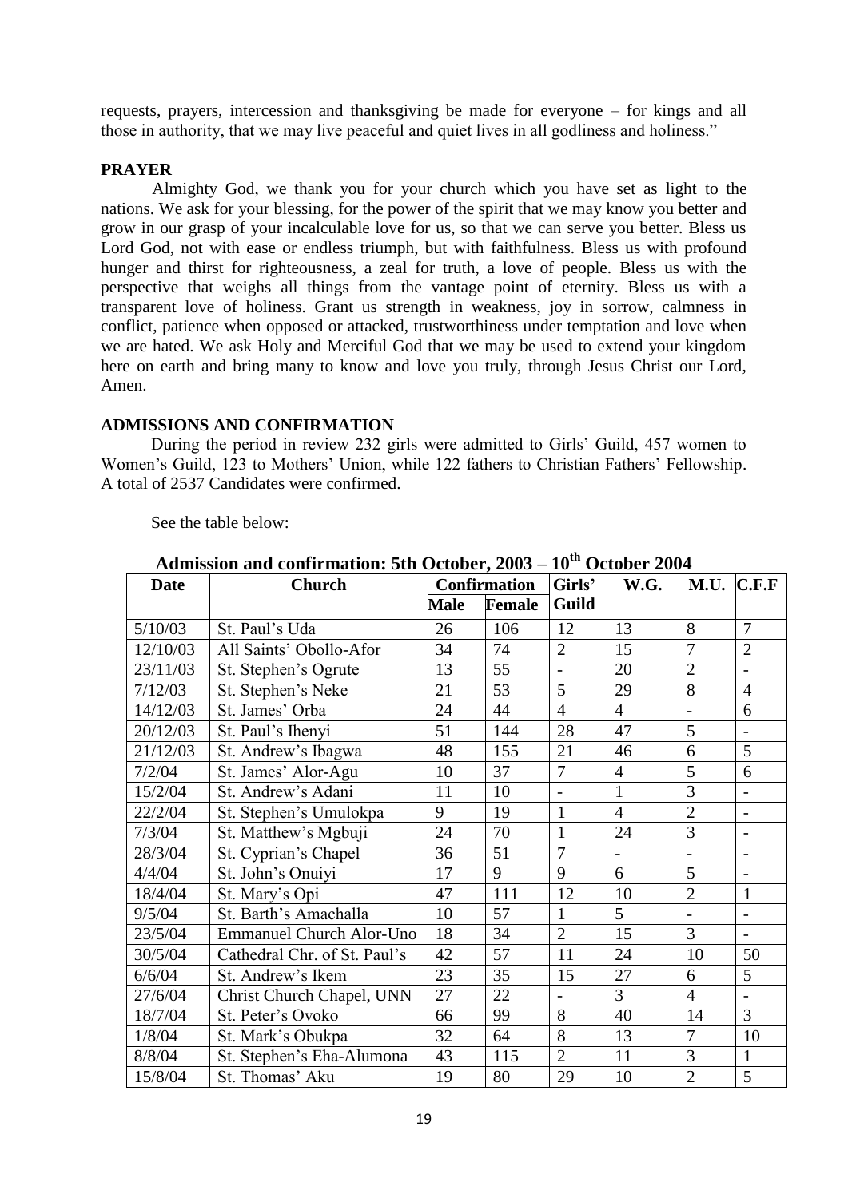requests, prayers, intercession and thanksgiving be made for everyone – for kings and all those in authority, that we may live peaceful and quiet lives in all godliness and holiness."

**PRAYER**

Almighty God, we thank you for your church which you have set as light to the nations. We ask for your blessing, for the power of the spirit that we may know you better and grow in our grasp of your incalculable love for us, so that we can serve you better. Bless us Lord God, not with ease or endless triumph, but with faithfulness. Bless us with profound hunger and thirst for righteousness, a zeal for truth, a love of people. Bless us with the perspective that weighs all things from the vantage point of eternity. Bless us with a transparent love of holiness. Grant us strength in weakness, joy in sorrow, calmness in conflict, patience when opposed or attacked, trustworthiness under temptation and love when we are hated. We ask Holy and Merciful God that we may be used to extend your kingdom here on earth and bring many to know and love you truly, through Jesus Christ our Lord, Amen.

**ADMISSIONS AND CONFIRMATION**

During the period in review 232 girls were admitted to Girls' Guild, 457 women to Women's Guild, 123 to Mothers' Union, while 122 fathers to Christian Fathers' Fellowship. A total of 2537 Candidates were confirmed.

See the table below:

**Admission and confirmation: 5th October, 2003 – 10th October 2004**

| Date | Church | Confirmation | | Girls' Guild | W.G. | M.U. | C.F.F |
|---|---|---|---|---|---|---|---|
| | | Male | Female | | | | |
| 5/10/03 | St. Paul's Uda | 26 | 106 | 12 | 13 | 8 | 7 |
| 12/10/03 | All Saints' Obollo-Afor | 34 | 74 | 2 | 15 | 7 | 2 |
| 23/11/03 | St. Stephen's Ogrute | 13 | 55 | - | 20 | 2 | - |
| 7/12/03 | St. Stephen's Neke | 21 | 53 | 5 | 29 | 8 | 4 |
| 14/12/03 | St. James' Orba | 24 | 44 | 4 | 4 | - | 6 |
| 20/12/03 | St. Paul's Ihenyi | 51 | 144 | 28 | 47 | 5 | - |
| 21/12/03 | St. Andrew's Ibagwa | 48 | 155 | 21 | 46 | 6 | 5 |
| 7/2/04 | St. James' Alor-Agu | 10 | 37 | 7 | 4 | 5 | 6 |
| 15/2/04 | St. Andrew's Adani | 11 | 10 | - | 1 | 3 | - |
| 22/2/04 | St. Stephen's Umulokpa | 9 | 19 | 1 | 4 | 2 | - |
| 7/3/04 | St. Matthew's Mgbuji | 24 | 70 | 1 | 24 | 3 | - |
| 28/3/04 | St. Cyprian's Chapel | 36 | 51 | 7 | - | - | - |
| 4/4/04 | St. John's Onuiyi | 17 | 9 | 9 | 6 | 5 | - |
| 18/4/04 | St. Mary's Opi | 47 | 111 | 12 | 10 | 2 | 1 |
| 9/5/04 | St. Barth's Amachalla | 10 | 57 | 1 | 5 | - | - |
| 23/5/04 | Emmanuel Church Alor-Uno | 18 | 34 | 2 | 15 | 3 | - |
| 30/5/04 | Cathedral Chr. of St. Paul's | 42 | 57 | 11 | 24 | 10 | 50 |
| 6/6/04 | St. Andrew's Ikem | 23 | 35 | 15 | 27 | 6 | 5 |
| 27/6/04 | Christ Church Chapel, UNN | 27 | 22 | - | 3 | 4 | - |
| 18/7/04 | St. Peter's Ovoko | 66 | 99 | 8 | 40 | 14 | 3 |
| 1/8/04 | St. Mark's Obukpa | 32 | 64 | 8 | 13 | 7 | 10 |
| 8/8/04 | St. Stephen's Eha-Alumona | 43 | 115 | 2 | 11 | 3 | 1 |
| 15/8/04 | St. Thomas' Aku | 19 | 80 | 29 | 10 | 2 | 5 |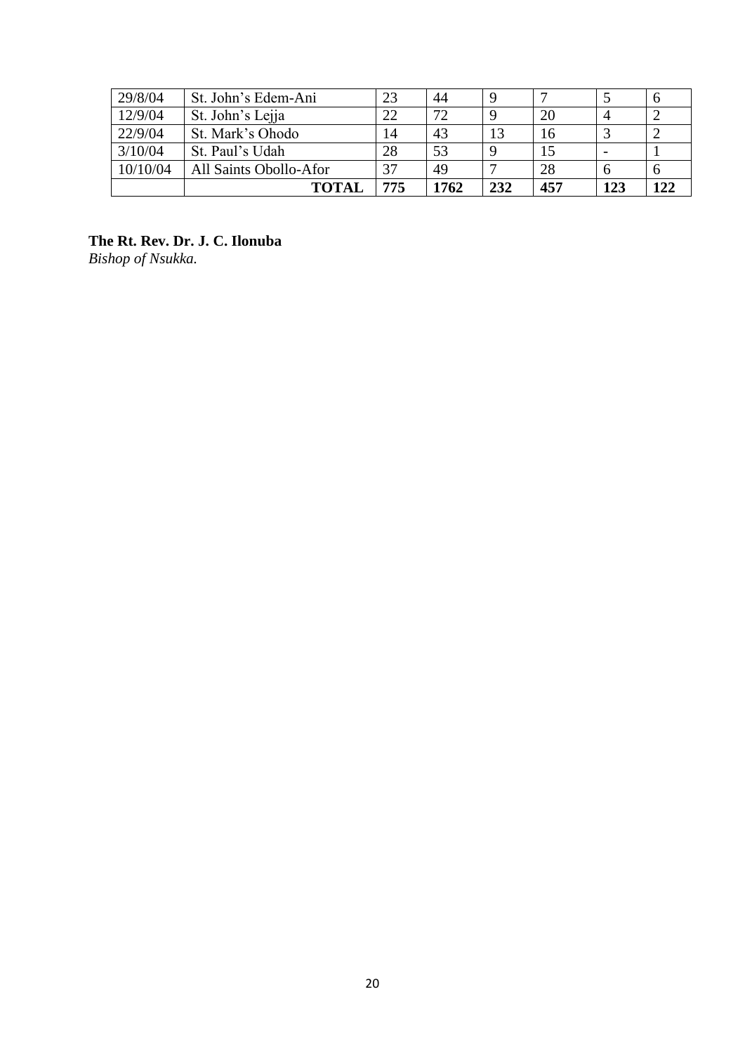| | | | | | | | |
|---|---|---|---|---|---|---|---|
| 29/8/04 | St. John's Edem-Ani | 23 | 44 | 9 | 7 | 5 | 6 |
| 12/9/04 | St. John's Lejja | 22 | 72 | 9 | 20 | 4 | 2 |
| 22/9/04 | St. Mark's Ohodo | 14 | 43 | 13 | 16 | 3 | 2 |
| 3/10/04 | St. Paul's Udah | 28 | 53 | 9 | 15 | - | 1 |
| 10/10/04 | All Saints Obollo-Afor | 37 | 49 | 7 | 28 | 6 | 6 |
| | **TOTAL** | **775** | **1762** | **232** | **457** | **123** | **122** |

**The Rt. Rev. Dr. J. C. Ilonuba**
*Bishop of Nsukka.*